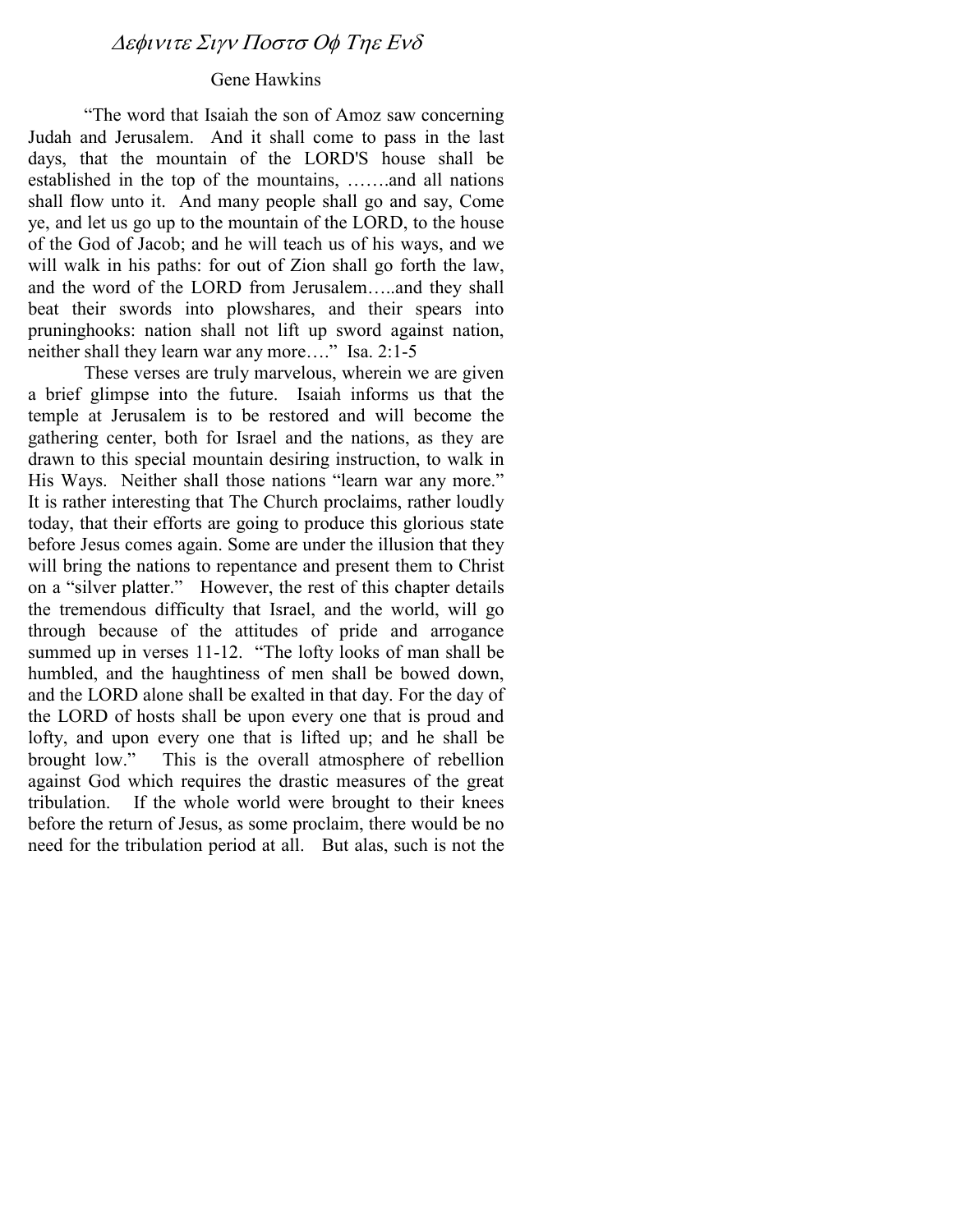# *Δεφινιτε Σιγν Ποστσ Οφ Τηε Ενδ*

Gene Hawkins

"The word that Isaiah the son of Amoz saw concerning Judah and Jerusalem. And it shall come to pass in the last days, that the mountain of the LORD'S house shall be established in the top of the mountains, …….and all nations shall flow unto it. And many people shall go and say, Come ye, and let us go up to the mountain of the LORD, to the house of the God of Jacob; and he will teach us of his ways, and we will walk in his paths: for out of Zion shall go forth the law, and the word of the LORD from Jerusalem…..and they shall beat their swords into plowshares, and their spears into pruninghooks: nation shall not lift up sword against nation, neither shall they learn war any more…." Isa. 2:1-5

These verses are truly marvelous, wherein we are given a brief glimpse into the future. Isaiah informs us that the temple at Jerusalem is to be restored and will become the gathering center, both for Israel and the nations, as they are drawn to this special mountain desiring instruction, to walk in His Ways. Neither shall those nations "learn war any more." It is rather interesting that The Church proclaims, rather loudly today, that their efforts are going to produce this glorious state before Jesus comes again. Some are under the illusion that they will bring the nations to repentance and present them to Christ on a "silver platter." However, the rest of this chapter details the tremendous difficulty that Israel, and the world, will go through because of the attitudes of pride and arrogance summed up in verses 11-12. "The lofty looks of man shall be humbled, and the haughtiness of men shall be bowed down, and the LORD alone shall be exalted in that day. For the day of the LORD of hosts shall be upon every one that is proud and lofty, and upon every one that is lifted up; and he shall be brought low." This is the overall atmosphere of rebellion against God which requires the drastic measures of the great tribulation. If the whole world were brought to their knees before the return of Jesus, as some proclaim, there would be no need for the tribulation period at all. But alas, such is not the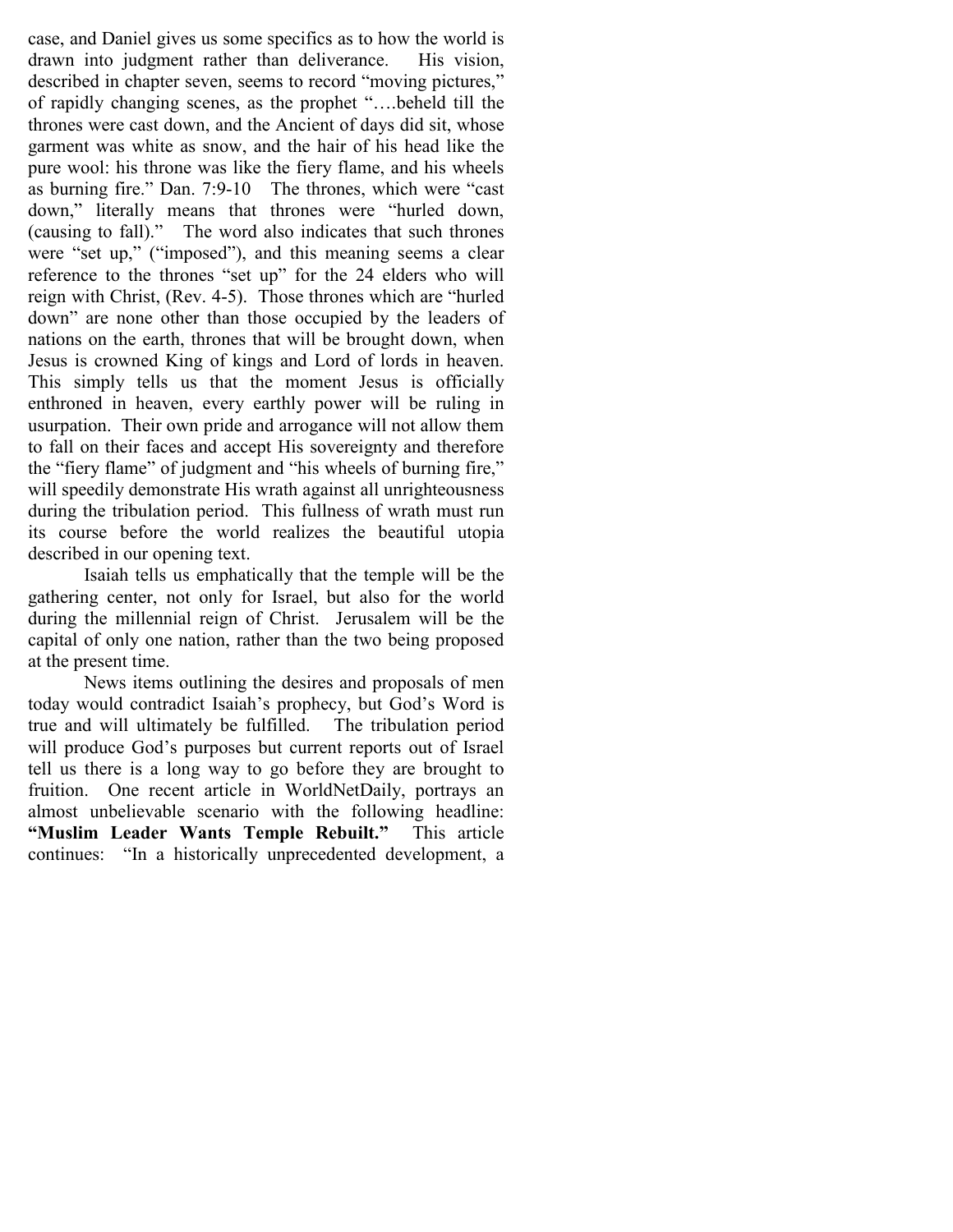case, and Daniel gives us some specifics as to how the world is drawn into judgment rather than deliverance. His vision, described in chapter seven, seems to record "moving pictures," of rapidly changing scenes, as the prophet "….beheld till the thrones were cast down, and the Ancient of days did sit, whose garment was white as snow, and the hair of his head like the pure wool: his throne was like the fiery flame, and his wheels as burning fire." Dan. 7:9-10 The thrones, which were "cast down," literally means that thrones were "hurled down, (causing to fall)." The word also indicates that such thrones were "set up," ("imposed"), and this meaning seems a clear reference to the thrones "set up" for the 24 elders who will reign with Christ, (Rev. 4-5). Those thrones which are "hurled down" are none other than those occupied by the leaders of nations on the earth, thrones that will be brought down, when Jesus is crowned King of kings and Lord of lords in heaven. This simply tells us that the moment Jesus is officially enthroned in heaven, every earthly power will be ruling in usurpation. Their own pride and arrogance will not allow them to fall on their faces and accept His sovereignty and therefore the "fiery flame" of judgment and "his wheels of burning fire," will speedily demonstrate His wrath against all unrighteousness during the tribulation period. This fullness of wrath must run its course before the world realizes the beautiful utopia described in our opening text.

Isaiah tells us emphatically that the temple will be the gathering center, not only for Israel, but also for the world during the millennial reign of Christ. Jerusalem will be the capital of only one nation, rather than the two being proposed at the present time.

News items outlining the desires and proposals of men today would contradict Isaiah's prophecy, but God's Word is true and will ultimately be fulfilled. The tribulation period will produce God's purposes but current reports out of Israel tell us there is a long way to go before they are brought to fruition. One recent article in WorldNetDaily, portrays an almost unbelievable scenario with the following headline: **"Muslim Leader Wants Temple Rebuilt."** This article continues: "In a historically unprecedented development, a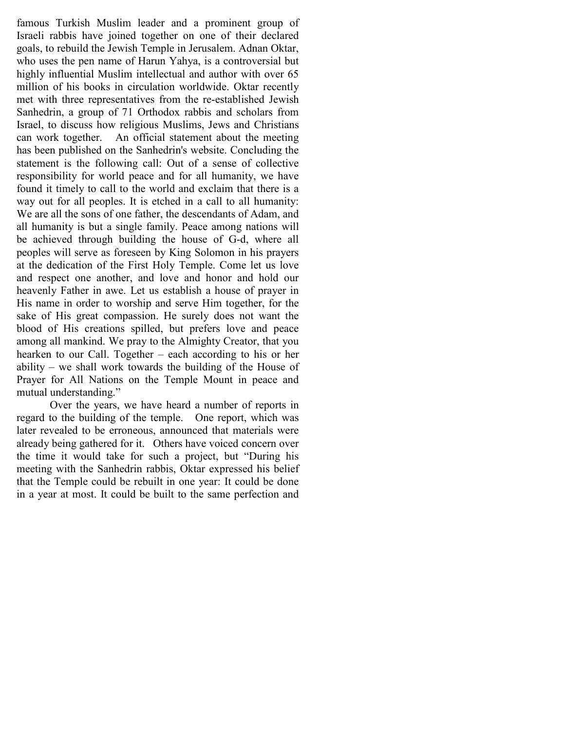famous Turkish Muslim leader and a prominent group of Israeli rabbis have joined together on one of their declared goals, to rebuild the Jewish Temple in Jerusalem. Adnan Oktar, who uses the pen name of Harun Yahya, is a controversial but highly influential Muslim intellectual and author with over 65 million of his books in circulation worldwide. Oktar recently met with three representatives from the re-established Jewish Sanhedrin, a group of 71 Orthodox rabbis and scholars from Israel, to discuss how religious Muslims, Jews and Christians can work together. An official statement about the meeting has been published on the Sanhedrin's website. Concluding the statement is the following call: Out of a sense of collective responsibility for world peace and for all humanity, we have found it timely to call to the world and exclaim that there is a way out for all peoples. It is etched in a call to all humanity: We are all the sons of one father, the descendants of Adam, and all humanity is but a single family. Peace among nations will be achieved through building the house of G-d, where all peoples will serve as foreseen by King Solomon in his prayers at the dedication of the First Holy Temple. Come let us love and respect one another, and love and honor and hold our heavenly Father in awe. Let us establish a house of prayer in His name in order to worship and serve Him together, for the sake of His great compassion. He surely does not want the blood of His creations spilled, but prefers love and peace among all mankind. We pray to the Almighty Creator, that you hearken to our Call. Together – each according to his or her ability – we shall work towards the building of the House of Prayer for All Nations on the Temple Mount in peace and mutual understanding."

Over the years, we have heard a number of reports in regard to the building of the temple. One report, which was later revealed to be erroneous, announced that materials were already being gathered for it. Others have voiced concern over the time it would take for such a project, but "During his meeting with the Sanhedrin rabbis, Oktar expressed his belief that the Temple could be rebuilt in one year: It could be done in a year at most. It could be built to the same perfection and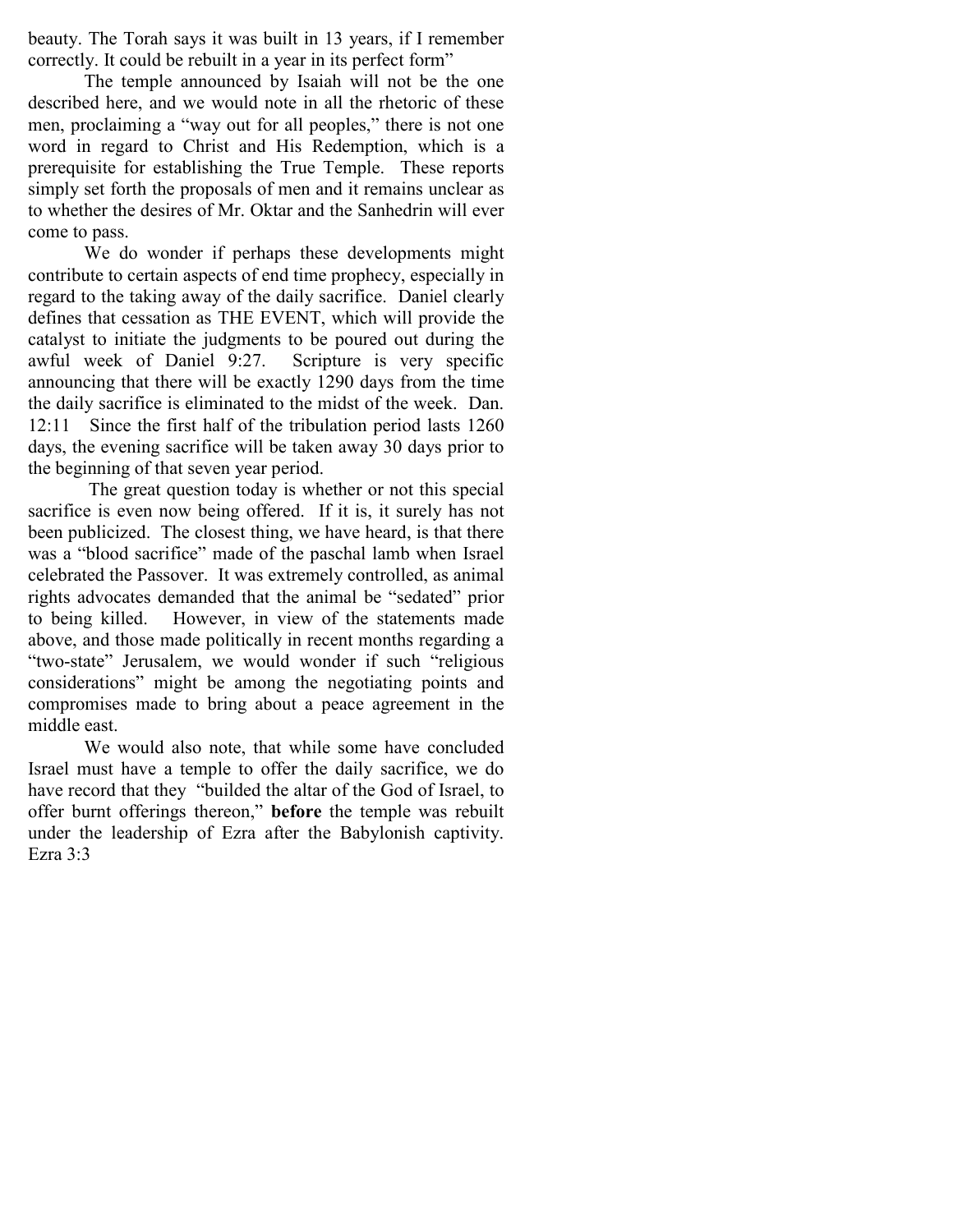beauty. The Torah says it was built in 13 years, if I remember correctly. It could be rebuilt in a year in its perfect form"

The temple announced by Isaiah will not be the one described here, and we would note in all the rhetoric of these men, proclaiming a "way out for all peoples," there is not one word in regard to Christ and His Redemption, which is a prerequisite for establishing the True Temple. These reports simply set forth the proposals of men and it remains unclear as to whether the desires of Mr. Oktar and the Sanhedrin will ever come to pass.

We do wonder if perhaps these developments might contribute to certain aspects of end time prophecy, especially in regard to the taking away of the daily sacrifice. Daniel clearly defines that cessation as THE EVENT, which will provide the catalyst to initiate the judgments to be poured out during the awful week of Daniel 9:27. Scripture is very specific announcing that there will be exactly 1290 days from the time the daily sacrifice is eliminated to the midst of the week. Dan. 12:11 Since the first half of the tribulation period lasts 1260 days, the evening sacrifice will be taken away 30 days prior to the beginning of that seven year period.

The great question today is whether or not this special sacrifice is even now being offered. If it is, it surely has not been publicized. The closest thing, we have heard, is that there was a "blood sacrifice" made of the paschal lamb when Israel celebrated the Passover. It was extremely controlled, as animal rights advocates demanded that the animal be "sedated" prior to being killed. However, in view of the statements made above, and those made politically in recent months regarding a "two-state" Jerusalem, we would wonder if such "religious considerations" might be among the negotiating points and compromises made to bring about a peace agreement in the middle east.

We would also note, that while some have concluded Israel must have a temple to offer the daily sacrifice, we do have record that they "builded the altar of the God of Israel, to offer burnt offerings thereon," **before** the temple was rebuilt under the leadership of Ezra after the Babylonish captivity. Ezra 3:3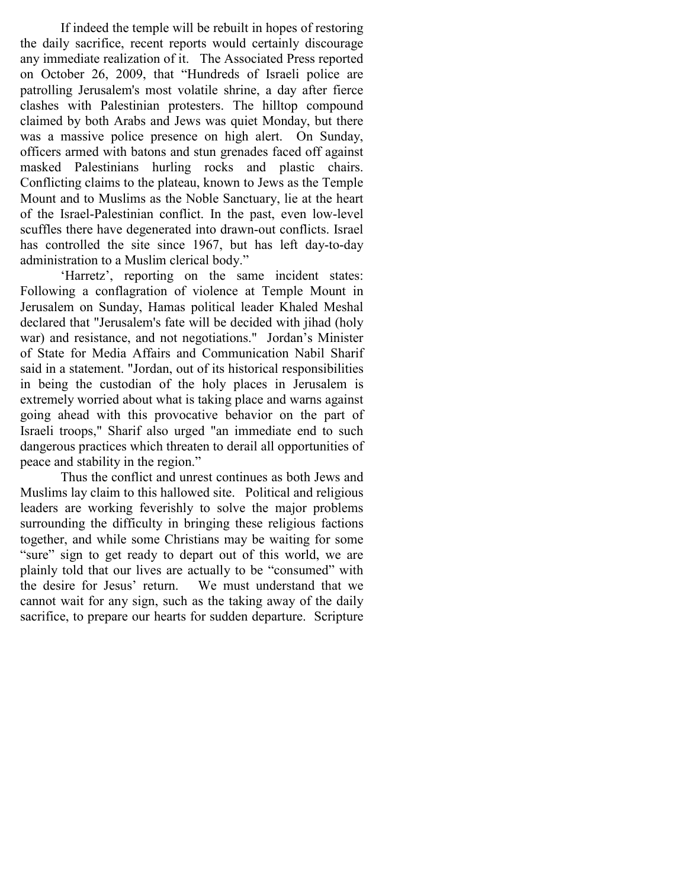If indeed the temple will be rebuilt in hopes of restoring the daily sacrifice, recent reports would certainly discourage any immediate realization of it. The Associated Press reported on October 26, 2009, that "Hundreds of Israeli police are patrolling Jerusalem's most volatile shrine, a day after fierce clashes with Palestinian protesters. The hilltop compound claimed by both Arabs and Jews was quiet Monday, but there was a massive police presence on high alert. On Sunday, officers armed with batons and stun grenades faced off against masked Palestinians hurling rocks and plastic chairs. Conflicting claims to the plateau, known to Jews as the Temple Mount and to Muslims as the Noble Sanctuary, lie at the heart of the Israel-Palestinian conflict. In the past, even low-level scuffles there have degenerated into drawn-out conflicts. Israel has controlled the site since 1967, but has left day-to-day administration to a Muslim clerical body."

'Harretz', reporting on the same incident states: Following a conflagration of violence at Temple Mount in Jerusalem on Sunday, Hamas political leader Khaled Meshal declared that "Jerusalem's fate will be decided with jihad (holy war) and resistance, and not negotiations." Jordan's Minister of State for Media Affairs and Communication Nabil Sharif said in a statement. "Jordan, out of its historical responsibilities in being the custodian of the holy places in Jerusalem is extremely worried about what is taking place and warns against going ahead with this provocative behavior on the part of Israeli troops," Sharif also urged "an immediate end to such dangerous practices which threaten to derail all opportunities of peace and stability in the region."

Thus the conflict and unrest continues as both Jews and Muslims lay claim to this hallowed site. Political and religious leaders are working feverishly to solve the major problems surrounding the difficulty in bringing these religious factions together, and while some Christians may be waiting for some "sure" sign to get ready to depart out of this world, we are plainly told that our lives are actually to be "consumed" with the desire for Jesus' return. We must understand that we cannot wait for any sign, such as the taking away of the daily sacrifice, to prepare our hearts for sudden departure. Scripture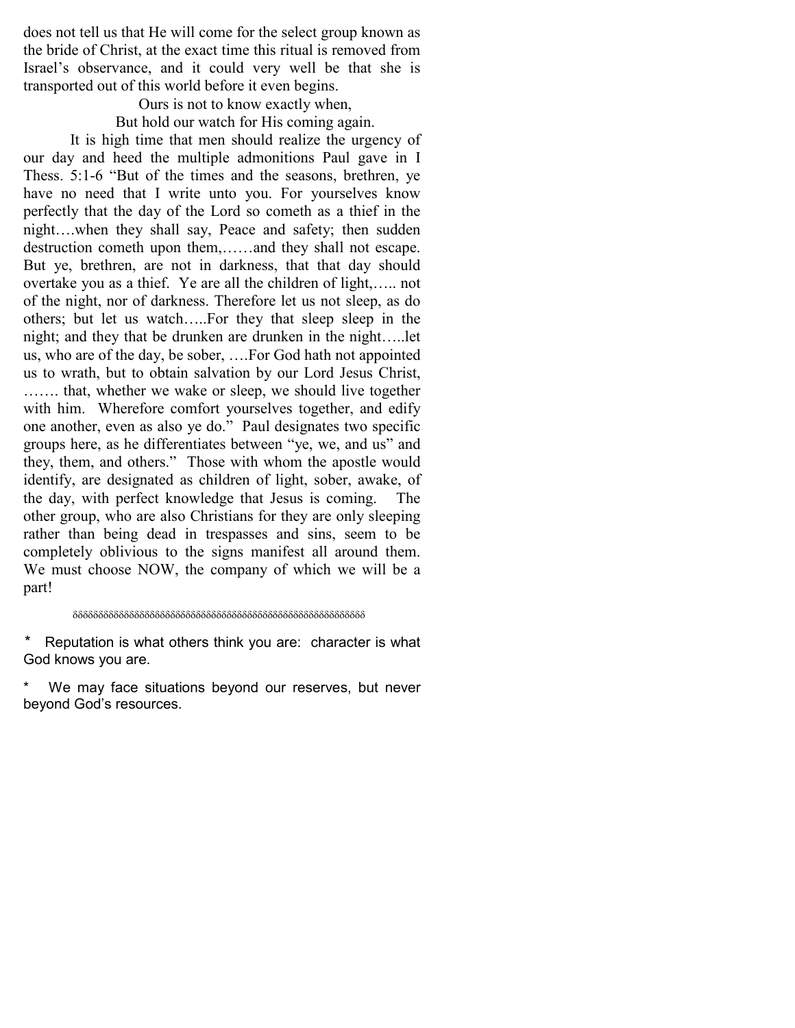does not tell us that He will come for the select group known as the bride of Christ, at the exact time this ritual is removed from Israel's observance, and it could very well be that she is transported out of this world before it even begins.

Ours is not to know exactly when,
But hold our watch for His coming again.

It is high time that men should realize the urgency of our day and heed the multiple admonitions Paul gave in I Thess. 5:1-6 "But of the times and the seasons, brethren, ye have no need that I write unto you. For yourselves know perfectly that the day of the Lord so cometh as a thief in the night….when they shall say, Peace and safety; then sudden destruction cometh upon them,……and they shall not escape. But ye, brethren, are not in darkness, that that day should overtake you as a thief. Ye are all the children of light,….. not of the night, nor of darkness. Therefore let us not sleep, as do others; but let us watch…..For they that sleep sleep in the night; and they that be drunken are drunken in the night…..let us, who are of the day, be sober, ….For God hath not appointed us to wrath, but to obtain salvation by our Lord Jesus Christ, ……. that, whether we wake or sleep, we should live together with him. Wherefore comfort yourselves together, and edify one another, even as also ye do." Paul designates two specific groups here, as he differentiates between "ye, we, and us" and they, them, and others." Those with whom the apostle would identify, are designated as children of light, sober, awake, of the day, with perfect knowledge that Jesus is coming. The other group, who are also Christians for they are only sleeping rather than being dead in trespasses and sins, seem to be completely oblivious to the signs manifest all around them. We must choose NOW, the company of which we will be a part!

δδδδδδδδδδδδδδδδδδδδδδδδδδδδδδδδδδδδδδδδδδδδδδδδδδδδδδδδδδδ

\* Reputation is what others think you are: character is what God knows you are.

\* We may face situations beyond our reserves, but never beyond God's resources.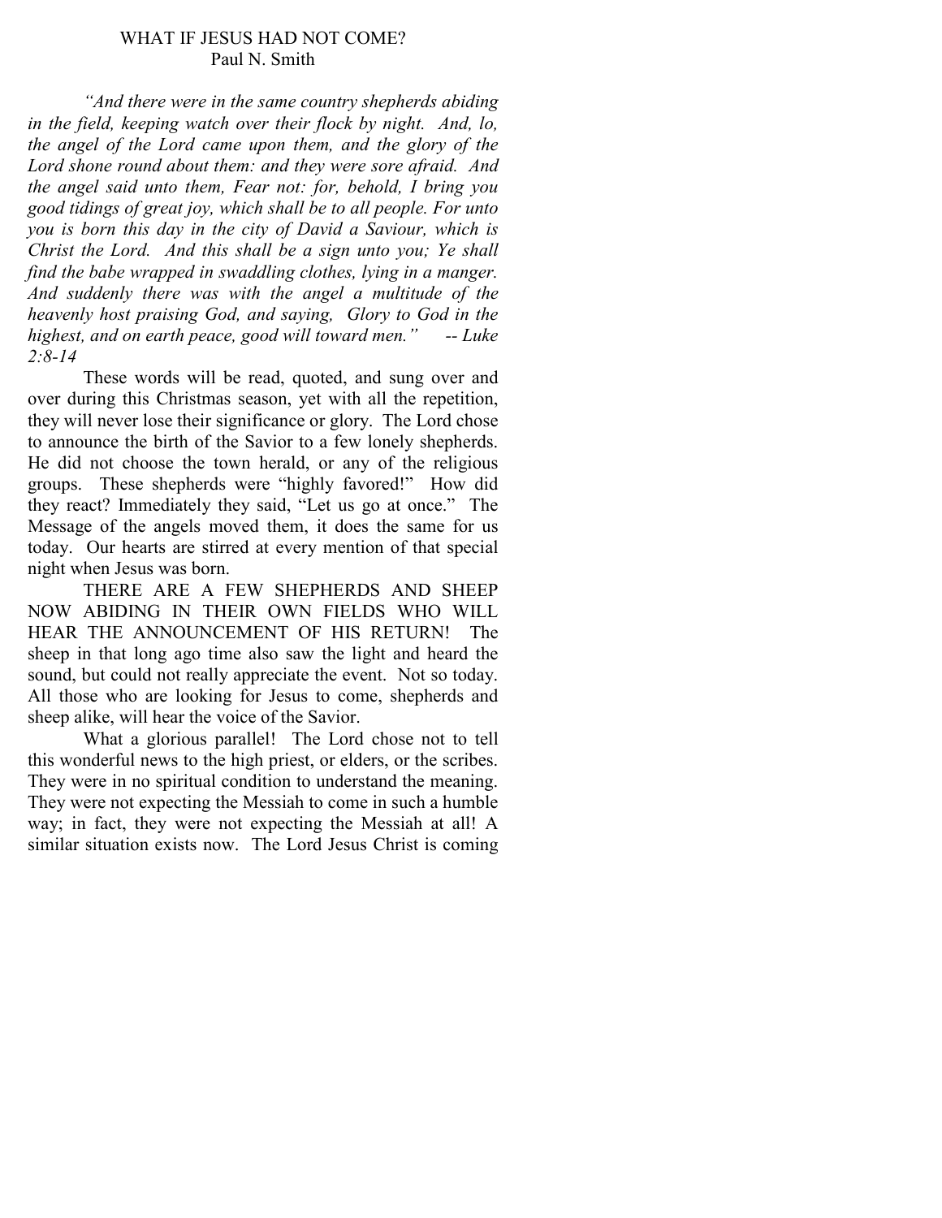# WHAT IF JESUS HAD NOT COME?

Paul N. Smith

*"And there were in the same country shepherds abiding in the field, keeping watch over their flock by night. And, lo, the angel of the Lord came upon them, and the glory of the Lord shone round about them: and they were sore afraid. And the angel said unto them, Fear not: for, behold, I bring you good tidings of great joy, which shall be to all people. For unto you is born this day in the city of David a Saviour, which is Christ the Lord. And this shall be a sign unto you; Ye shall find the babe wrapped in swaddling clothes, lying in a manger. And suddenly there was with the angel a multitude of the heavenly host praising God, and saying, Glory to God in the highest, and on earth peace, good will toward men." -- Luke 2:8-14*

These words will be read, quoted, and sung over and over during this Christmas season, yet with all the repetition, they will never lose their significance or glory. The Lord chose to announce the birth of the Savior to a few lonely shepherds. He did not choose the town herald, or any of the religious groups. These shepherds were "highly favored!" How did they react? Immediately they said, "Let us go at once." The Message of the angels moved them, it does the same for us today. Our hearts are stirred at every mention of that special night when Jesus was born.

THERE ARE A FEW SHEPHERDS AND SHEEP NOW ABIDING IN THEIR OWN FIELDS WHO WILL HEAR THE ANNOUNCEMENT OF HIS RETURN! The sheep in that long ago time also saw the light and heard the sound, but could not really appreciate the event. Not so today. All those who are looking for Jesus to come, shepherds and sheep alike, will hear the voice of the Savior.

What a glorious parallel! The Lord chose not to tell this wonderful news to the high priest, or elders, or the scribes. They were in no spiritual condition to understand the meaning. They were not expecting the Messiah to come in such a humble way; in fact, they were not expecting the Messiah at all! A similar situation exists now. The Lord Jesus Christ is coming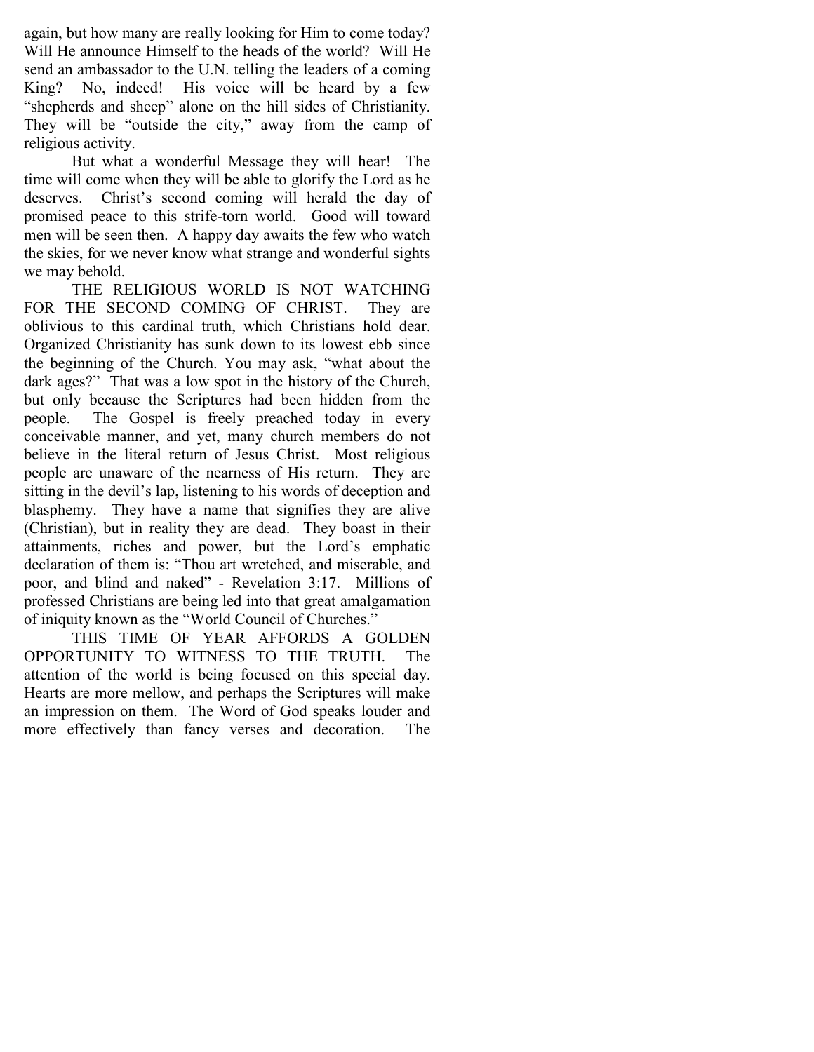again, but how many are really looking for Him to come today? Will He announce Himself to the heads of the world? Will He send an ambassador to the U.N. telling the leaders of a coming King? No, indeed! His voice will be heard by a few "shepherds and sheep" alone on the hill sides of Christianity. They will be "outside the city," away from the camp of religious activity.

But what a wonderful Message they will hear! The time will come when they will be able to glorify the Lord as he deserves. Christ's second coming will herald the day of promised peace to this strife-torn world. Good will toward men will be seen then. A happy day awaits the few who watch the skies, for we never know what strange and wonderful sights we may behold.

THE RELIGIOUS WORLD IS NOT WATCHING FOR THE SECOND COMING OF CHRIST. They are oblivious to this cardinal truth, which Christians hold dear. Organized Christianity has sunk down to its lowest ebb since the beginning of the Church. You may ask, "what about the dark ages?" That was a low spot in the history of the Church, but only because the Scriptures had been hidden from the people. The Gospel is freely preached today in every conceivable manner, and yet, many church members do not believe in the literal return of Jesus Christ. Most religious people are unaware of the nearness of His return. They are sitting in the devil's lap, listening to his words of deception and blasphemy. They have a name that signifies they are alive (Christian), but in reality they are dead. They boast in their attainments, riches and power, but the Lord's emphatic declaration of them is: "Thou art wretched, and miserable, and poor, and blind and naked" - Revelation 3:17. Millions of professed Christians are being led into that great amalgamation of iniquity known as the "World Council of Churches."

THIS TIME OF YEAR AFFORDS A GOLDEN OPPORTUNITY TO WITNESS TO THE TRUTH. The attention of the world is being focused on this special day. Hearts are more mellow, and perhaps the Scriptures will make an impression on them. The Word of God speaks louder and more effectively than fancy verses and decoration. The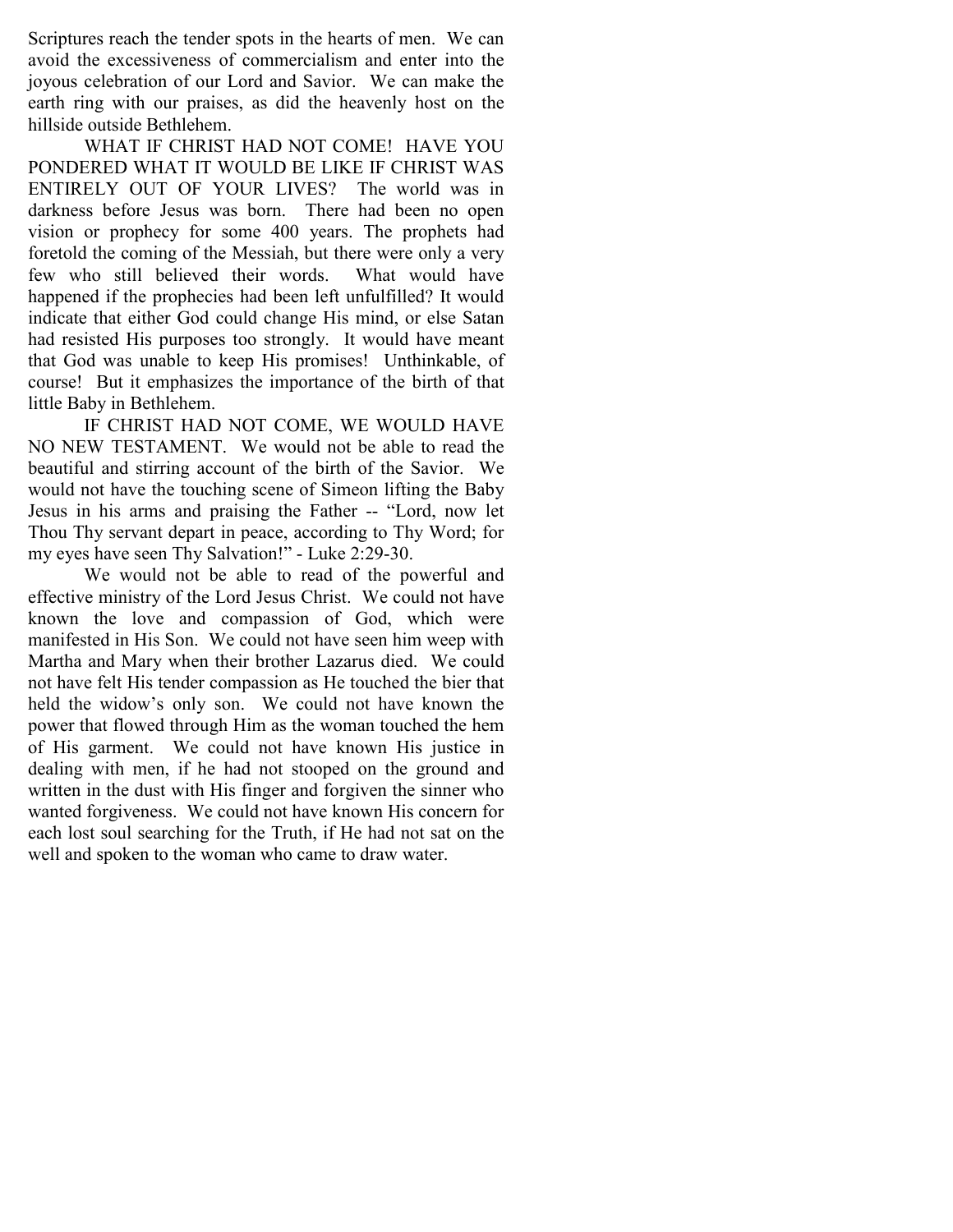Scriptures reach the tender spots in the hearts of men. We can avoid the excessiveness of commercialism and enter into the joyous celebration of our Lord and Savior. We can make the earth ring with our praises, as did the heavenly host on the hillside outside Bethlehem.

WHAT IF CHRIST HAD NOT COME! HAVE YOU PONDERED WHAT IT WOULD BE LIKE IF CHRIST WAS ENTIRELY OUT OF YOUR LIVES? The world was in darkness before Jesus was born. There had been no open vision or prophecy for some 400 years. The prophets had foretold the coming of the Messiah, but there were only a very few who still believed their words. What would have happened if the prophecies had been left unfulfilled? It would indicate that either God could change His mind, or else Satan had resisted His purposes too strongly. It would have meant that God was unable to keep His promises! Unthinkable, of course! But it emphasizes the importance of the birth of that little Baby in Bethlehem.

IF CHRIST HAD NOT COME, WE WOULD HAVE NO NEW TESTAMENT. We would not be able to read the beautiful and stirring account of the birth of the Savior. We would not have the touching scene of Simeon lifting the Baby Jesus in his arms and praising the Father -- "Lord, now let Thou Thy servant depart in peace, according to Thy Word; for my eyes have seen Thy Salvation!" - Luke 2:29-30.

We would not be able to read of the powerful and effective ministry of the Lord Jesus Christ. We could not have known the love and compassion of God, which were manifested in His Son. We could not have seen him weep with Martha and Mary when their brother Lazarus died. We could not have felt His tender compassion as He touched the bier that held the widow's only son. We could not have known the power that flowed through Him as the woman touched the hem of His garment. We could not have known His justice in dealing with men, if he had not stooped on the ground and written in the dust with His finger and forgiven the sinner who wanted forgiveness. We could not have known His concern for each lost soul searching for the Truth, if He had not sat on the well and spoken to the woman who came to draw water.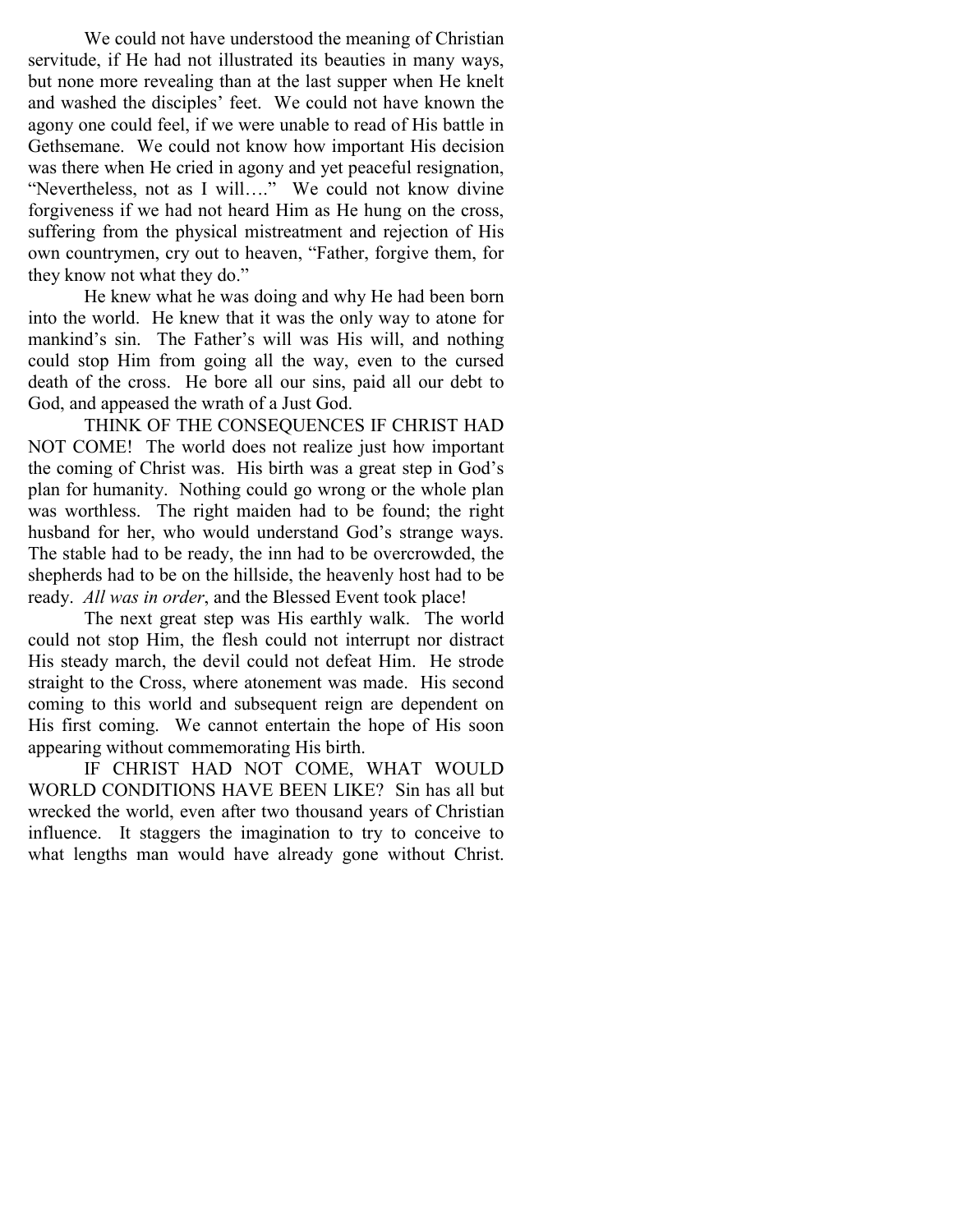We could not have understood the meaning of Christian servitude, if He had not illustrated its beauties in many ways, but none more revealing than at the last supper when He knelt and washed the disciples' feet. We could not have known the agony one could feel, if we were unable to read of His battle in Gethsemane. We could not know how important His decision was there when He cried in agony and yet peaceful resignation, "Nevertheless, not as I will…." We could not know divine forgiveness if we had not heard Him as He hung on the cross, suffering from the physical mistreatment and rejection of His own countrymen, cry out to heaven, "Father, forgive them, for they know not what they do."

He knew what he was doing and why He had been born into the world. He knew that it was the only way to atone for mankind's sin. The Father's will was His will, and nothing could stop Him from going all the way, even to the cursed death of the cross. He bore all our sins, paid all our debt to God, and appeased the wrath of a Just God.

THINK OF THE CONSEQUENCES IF CHRIST HAD NOT COME! The world does not realize just how important the coming of Christ was. His birth was a great step in God's plan for humanity. Nothing could go wrong or the whole plan was worthless. The right maiden had to be found; the right husband for her, who would understand God's strange ways. The stable had to be ready, the inn had to be overcrowded, the shepherds had to be on the hillside, the heavenly host had to be ready. *All was in order*, and the Blessed Event took place!

The next great step was His earthly walk. The world could not stop Him, the flesh could not interrupt nor distract His steady march, the devil could not defeat Him. He strode straight to the Cross, where atonement was made. His second coming to this world and subsequent reign are dependent on His first coming. We cannot entertain the hope of His soon appearing without commemorating His birth.

IF CHRIST HAD NOT COME, WHAT WOULD WORLD CONDITIONS HAVE BEEN LIKE? Sin has all but wrecked the world, even after two thousand years of Christian influence. It staggers the imagination to try to conceive to what lengths man would have already gone without Christ.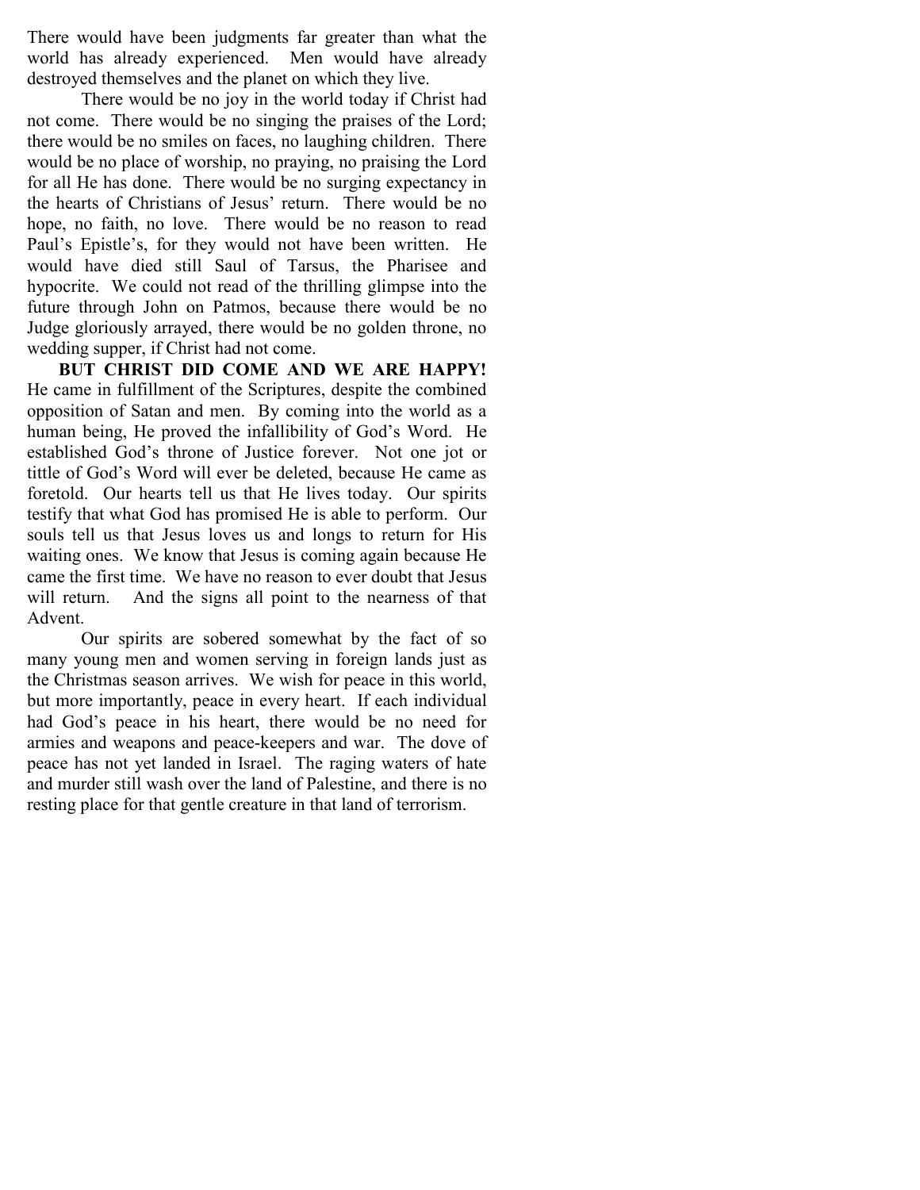There would have been judgments far greater than what the world has already experienced. Men would have already destroyed themselves and the planet on which they live.

There would be no joy in the world today if Christ had not come. There would be no singing the praises of the Lord; there would be no smiles on faces, no laughing children. There would be no place of worship, no praying, no praising the Lord for all He has done. There would be no surging expectancy in the hearts of Christians of Jesus' return. There would be no hope, no faith, no love. There would be no reason to read Paul's Epistle's, for they would not have been written. He would have died still Saul of Tarsus, the Pharisee and hypocrite. We could not read of the thrilling glimpse into the future through John on Patmos, because there would be no Judge gloriously arrayed, there would be no golden throne, no wedding supper, if Christ had not come.

**BUT CHRIST DID COME AND WE ARE HAPPY!** He came in fulfillment of the Scriptures, despite the combined opposition of Satan and men. By coming into the world as a human being, He proved the infallibility of God's Word. He established God's throne of Justice forever. Not one jot or tittle of God's Word will ever be deleted, because He came as foretold. Our hearts tell us that He lives today. Our spirits testify that what God has promised He is able to perform. Our souls tell us that Jesus loves us and longs to return for His waiting ones. We know that Jesus is coming again because He came the first time. We have no reason to ever doubt that Jesus will return. And the signs all point to the nearness of that Advent.

Our spirits are sobered somewhat by the fact of so many young men and women serving in foreign lands just as the Christmas season arrives. We wish for peace in this world, but more importantly, peace in every heart. If each individual had God's peace in his heart, there would be no need for armies and weapons and peace-keepers and war. The dove of peace has not yet landed in Israel. The raging waters of hate and murder still wash over the land of Palestine, and there is no resting place for that gentle creature in that land of terrorism.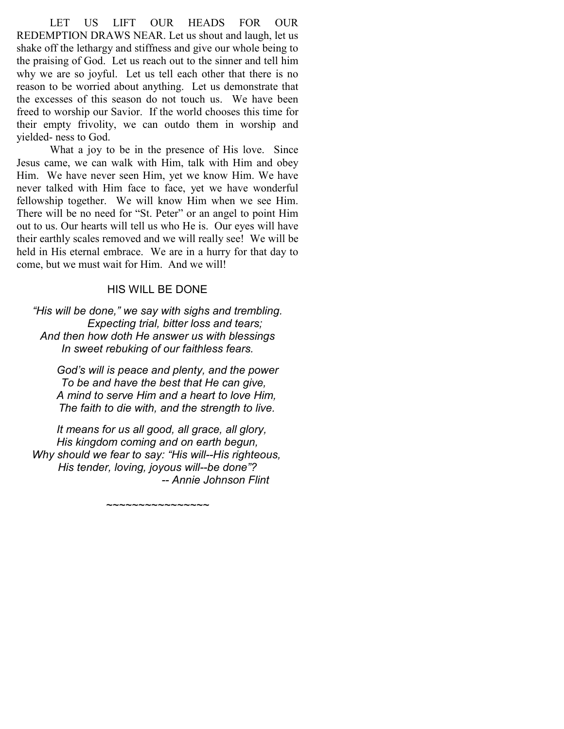LET US LIFT OUR HEADS FOR OUR REDEMPTION DRAWS NEAR. Let us shout and laugh, let us shake off the lethargy and stiffness and give our whole being to the praising of God. Let us reach out to the sinner and tell him why we are so joyful. Let us tell each other that there is no reason to be worried about anything. Let us demonstrate that the excesses of this season do not touch us. We have been freed to worship our Savior. If the world chooses this time for their empty frivolity, we can outdo them in worship and yielded- ness to God.

What a joy to be in the presence of His love. Since Jesus came, we can walk with Him, talk with Him and obey Him. We have never seen Him, yet we know Him. We have never talked with Him face to face, yet we have wonderful fellowship together. We will know Him when we see Him. There will be no need for "St. Peter" or an angel to point Him out to us. Our hearts will tell us who He is. Our eyes will have their earthly scales removed and we will really see! We will be held in His eternal embrace. We are in a hurry for that day to come, but we must wait for Him. And we will!

## HIS WILL BE DONE

*"His will be done," we say with sighs and trembling.*
*Expecting trial, bitter loss and tears;*
*And then how doth He answer us with blessings*
*In sweet rebuking of our faithless fears.*

*God's will is peace and plenty, and the power*
*To be and have the best that He can give,*
*A mind to serve Him and a heart to love Him,*
*The faith to die with, and the strength to live.*

*It means for us all good, all grace, all glory,*
*His kingdom coming and on earth begun,*
*Why should we fear to say: "His will--His righteous,*
*His tender, loving, joyous will--be done"?*
*-- Annie Johnson Flint*

~~~~~~~~~~~~~~~~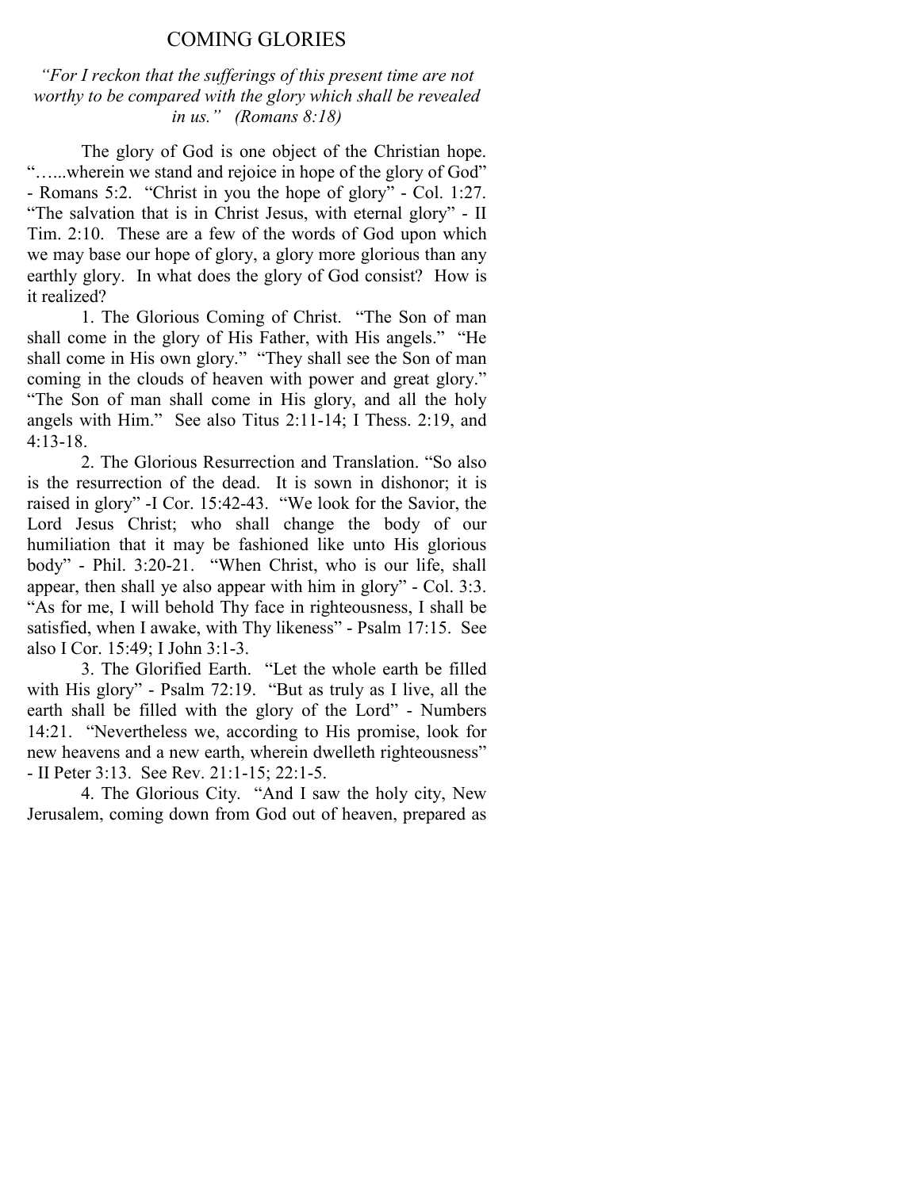# COMING GLORIES

*"For I reckon that the sufferings of this present time are not worthy to be compared with the glory which shall be revealed in us." (Romans 8:18)*

The glory of God is one object of the Christian hope. "…...wherein we stand and rejoice in hope of the glory of God" - Romans 5:2. "Christ in you the hope of glory" - Col. 1:27. "The salvation that is in Christ Jesus, with eternal glory" - II Tim. 2:10. These are a few of the words of God upon which we may base our hope of glory, a glory more glorious than any earthly glory. In what does the glory of God consist? How is it realized?

1. The Glorious Coming of Christ. "The Son of man shall come in the glory of His Father, with His angels." "He shall come in His own glory." "They shall see the Son of man coming in the clouds of heaven with power and great glory." "The Son of man shall come in His glory, and all the holy angels with Him." See also Titus 2:11-14; I Thess. 2:19, and 4:13-18.

2. The Glorious Resurrection and Translation. "So also is the resurrection of the dead. It is sown in dishonor; it is raised in glory" -I Cor. 15:42-43. "We look for the Savior, the Lord Jesus Christ; who shall change the body of our humiliation that it may be fashioned like unto His glorious body" - Phil. 3:20-21. "When Christ, who is our life, shall appear, then shall ye also appear with him in glory" - Col. 3:3. "As for me, I will behold Thy face in righteousness, I shall be satisfied, when I awake, with Thy likeness" - Psalm 17:15. See also I Cor. 15:49; I John 3:1-3.

3. The Glorified Earth. "Let the whole earth be filled with His glory" - Psalm 72:19. "But as truly as I live, all the earth shall be filled with the glory of the Lord" - Numbers 14:21. "Nevertheless we, according to His promise, look for new heavens and a new earth, wherein dwelleth righteousness" - II Peter 3:13. See Rev. 21:1-15; 22:1-5.

4. The Glorious City. "And I saw the holy city, New Jerusalem, coming down from God out of heaven, prepared as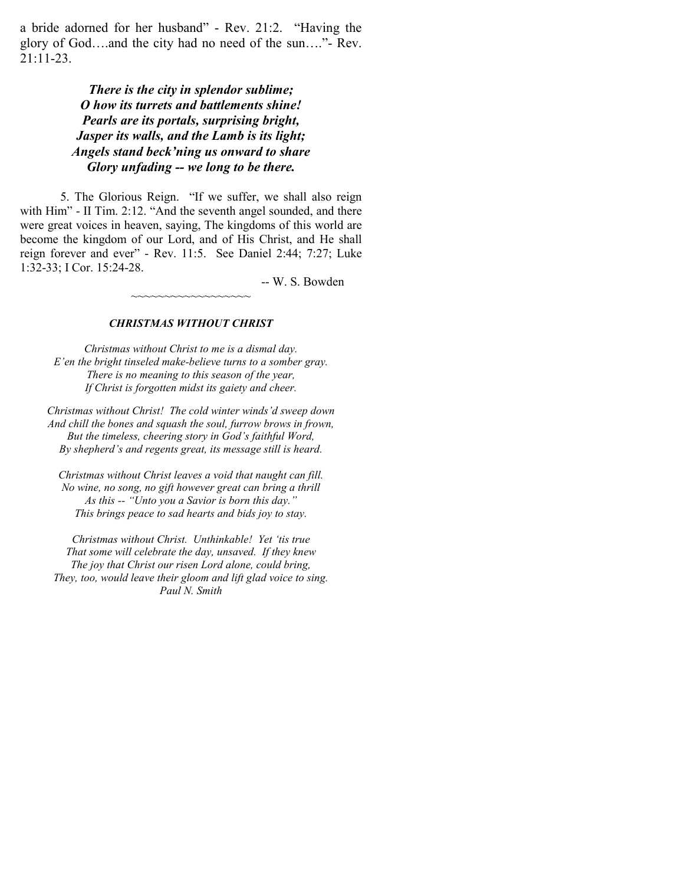a bride adorned for her husband" - Rev. 21:2. "Having the glory of God….and the city had no need of the sun…."- Rev. 21:11-23.

***There is the city in splendor sublime;***
***O how its turrets and battlements shine!***
***Pearls are its portals, surprising bright,***
***Jasper its walls, and the Lamb is its light;***
***Angels stand beck'ning us onward to share***
***Glory unfading -- we long to be there.***

5. The Glorious Reign. "If we suffer, we shall also reign with Him" - II Tim. 2:12. "And the seventh angel sounded, and there were great voices in heaven, saying, The kingdoms of this world are become the kingdom of our Lord, and of His Christ, and He shall reign forever and ever" - Rev. 11:5. See Daniel 2:44; 7:27; Luke 1:32-33; I Cor. 15:24-28.

-- W. S. Bowden

~~~~~~~~~~~~~~~~~~

### *CHRISTMAS WITHOUT CHRIST*

*Christmas without Christ to me is a dismal day.*
*E'en the bright tinseled make-believe turns to a somber gray.*
*There is no meaning to this season of the year,*
*If Christ is forgotten midst its gaiety and cheer.*

*Christmas without Christ! The cold winter winds'd sweep down*
*And chill the bones and squash the soul, furrow brows in frown,*
*But the timeless, cheering story in God's faithful Word,*
*By shepherd's and regents great, its message still is heard.*

*Christmas without Christ leaves a void that naught can fill.*
*No wine, no song, no gift however great can bring a thrill*
*As this -- "Unto you a Savior is born this day."*
*This brings peace to sad hearts and bids joy to stay.*

*Christmas without Christ. Unthinkable! Yet 'tis true*
*That some will celebrate the day, unsaved. If they knew*
*The joy that Christ our risen Lord alone, could bring,*
*They, too, would leave their gloom and lift glad voice to sing.*
*Paul N. Smith*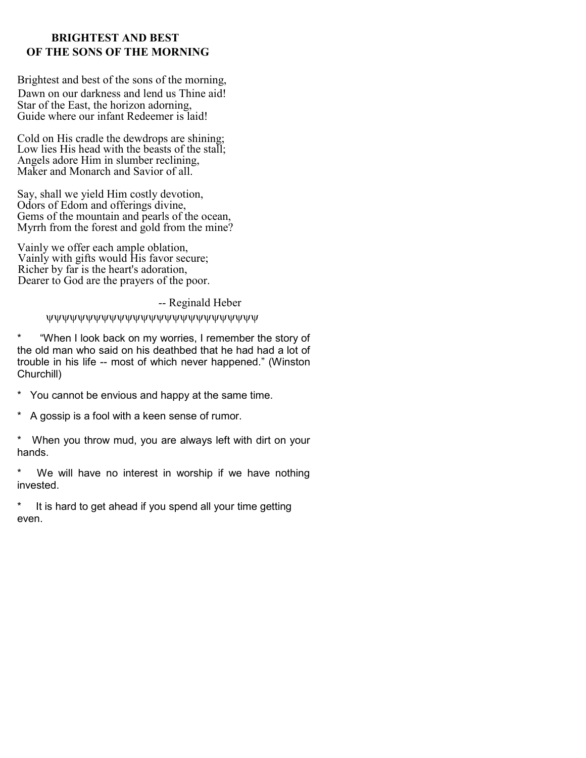## BRIGHTEST AND BEST
## OF THE SONS OF THE MORNING

Brightest and best of the sons of the morning,  
Dawn on our darkness and lend us Thine aid!  
Star of the East, the horizon adorning,  
Guide where our infant Redeemer is laid!

Cold on His cradle the dewdrops are shining;  
Low lies His head with the beasts of the stall;  
Angels adore Him in slumber reclining,  
Maker and Monarch and Savior of all.

Say, shall we yield Him costly devotion,  
Odors of Edom and offerings divine,  
Gems of the mountain and pearls of the ocean,  
Myrrh from the forest and gold from the mine?

Vainly we offer each ample oblation,  
Vainly with gifts would His favor secure;  
Richer by far is the heart's adoration,  
Dearer to God are the prayers of the poor.

-- Reginald Heber

ΨΨΨΨΨΨΨΨΨΨΨΨΨΨΨΨΨΨΨΨΨΨΨΨΨΨΨΨΨ

* “When I look back on my worries, I remember the story of the old man who said on his deathbed that he had had a lot of trouble in his life -- most of which never happened.” (Winston Churchill)

* You cannot be envious and happy at the same time.

* A gossip is a fool with a keen sense of rumor.

* When you throw mud, you are always left with dirt on your hands.

* We will have no interest in worship if we have nothing invested.

* It is hard to get ahead if you spend all your time getting even.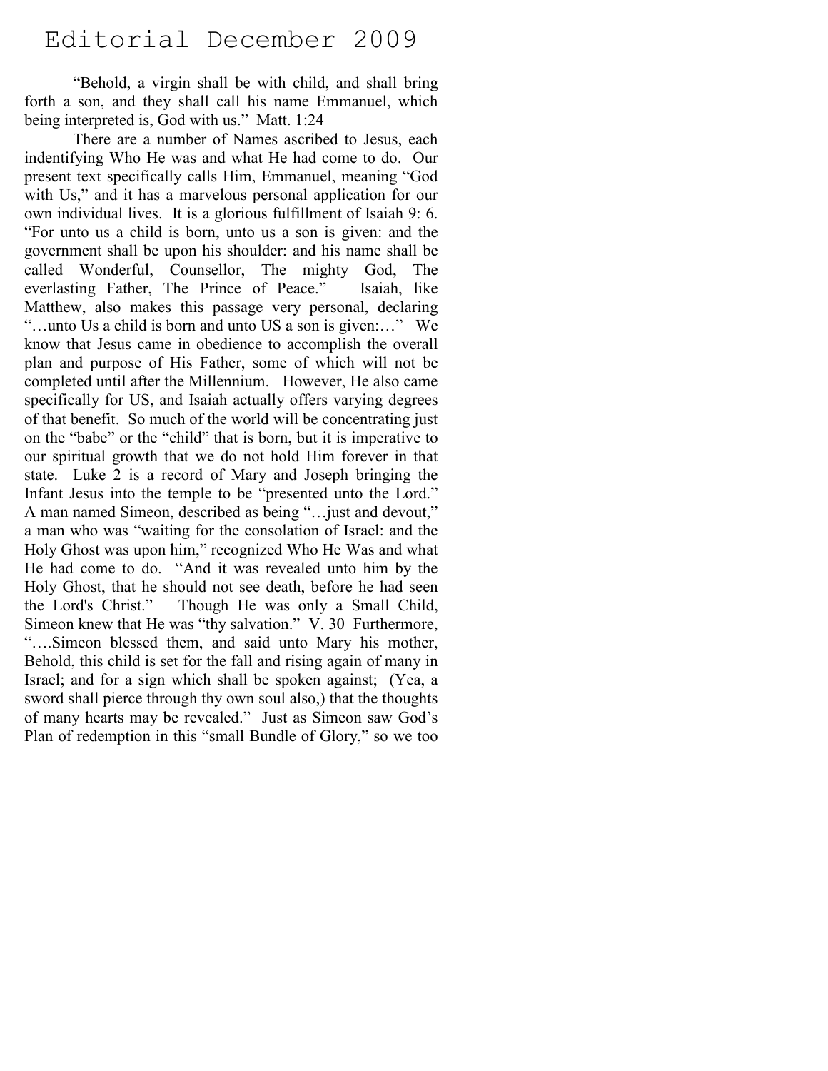# Editorial December 2009

"Behold, a virgin shall be with child, and shall bring forth a son, and they shall call his name Emmanuel, which being interpreted is, God with us." Matt. 1:24

There are a number of Names ascribed to Jesus, each indentifying Who He was and what He had come to do. Our present text specifically calls Him, Emmanuel, meaning "God with Us," and it has a marvelous personal application for our own individual lives. It is a glorious fulfillment of Isaiah 9: 6. "For unto us a child is born, unto us a son is given: and the government shall be upon his shoulder: and his name shall be called Wonderful, Counsellor, The mighty God, The everlasting Father, The Prince of Peace." Isaiah, like Matthew, also makes this passage very personal, declaring "…unto Us a child is born and unto US a son is given:…" We know that Jesus came in obedience to accomplish the overall plan and purpose of His Father, some of which will not be completed until after the Millennium. However, He also came specifically for US, and Isaiah actually offers varying degrees of that benefit. So much of the world will be concentrating just on the "babe" or the "child" that is born, but it is imperative to our spiritual growth that we do not hold Him forever in that state. Luke 2 is a record of Mary and Joseph bringing the Infant Jesus into the temple to be "presented unto the Lord." A man named Simeon, described as being "…just and devout," a man who was "waiting for the consolation of Israel: and the Holy Ghost was upon him," recognized Who He Was and what He had come to do. "And it was revealed unto him by the Holy Ghost, that he should not see death, before he had seen the Lord's Christ." Though He was only a Small Child, Simeon knew that He was "thy salvation." V. 30 Furthermore, "….Simeon blessed them, and said unto Mary his mother, Behold, this child is set for the fall and rising again of many in Israel; and for a sign which shall be spoken against; (Yea, a sword shall pierce through thy own soul also,) that the thoughts of many hearts may be revealed." Just as Simeon saw God's Plan of redemption in this "small Bundle of Glory," so we too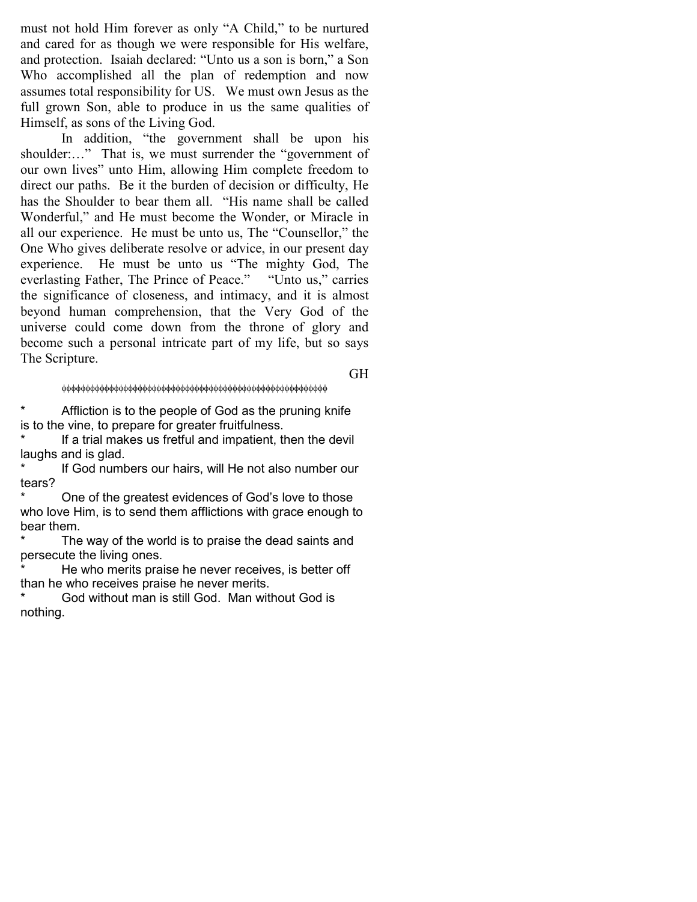must not hold Him forever as only "A Child," to be nurtured and cared for as though we were responsible for His welfare, and protection. Isaiah declared: "Unto us a son is born," a Son Who accomplished all the plan of redemption and now assumes total responsibility for US. We must own Jesus as the full grown Son, able to produce in us the same qualities of Himself, as sons of the Living God.

In addition, "the government shall be upon his shoulder:…" That is, we must surrender the "government of our own lives" unto Him, allowing Him complete freedom to direct our paths. Be it the burden of decision or difficulty, He has the Shoulder to bear them all. "His name shall be called Wonderful," and He must become the Wonder, or Miracle in all our experience. He must be unto us, The "Counsellor," the One Who gives deliberate resolve or advice, in our present day experience. He must be unto us "The mighty God, The everlasting Father, The Prince of Peace." "Unto us," carries the significance of closeness, and intimacy, and it is almost beyond human comprehension, that the Very God of the universe could come down from the throne of glory and become such a personal intricate part of my life, but so says The Scripture.

GH

ϕϕϕϕϕϕϕϕϕϕϕϕϕϕϕϕϕϕϕϕϕϕϕϕϕϕϕϕϕϕϕϕϕϕϕϕϕϕϕϕϕϕϕϕϕϕϕϕϕϕϕϕϕϕϕ

* Affliction is to the people of God as the pruning knife is to the vine, to prepare for greater fruitfulness.
* If a trial makes us fretful and impatient, then the devil laughs and is glad.
* If God numbers our hairs, will He not also number our tears?
* One of the greatest evidences of God's love to those who love Him, is to send them afflictions with grace enough to bear them.
* The way of the world is to praise the dead saints and persecute the living ones.
* He who merits praise he never receives, is better off than he who receives praise he never merits.
* God without man is still God. Man without God is nothing.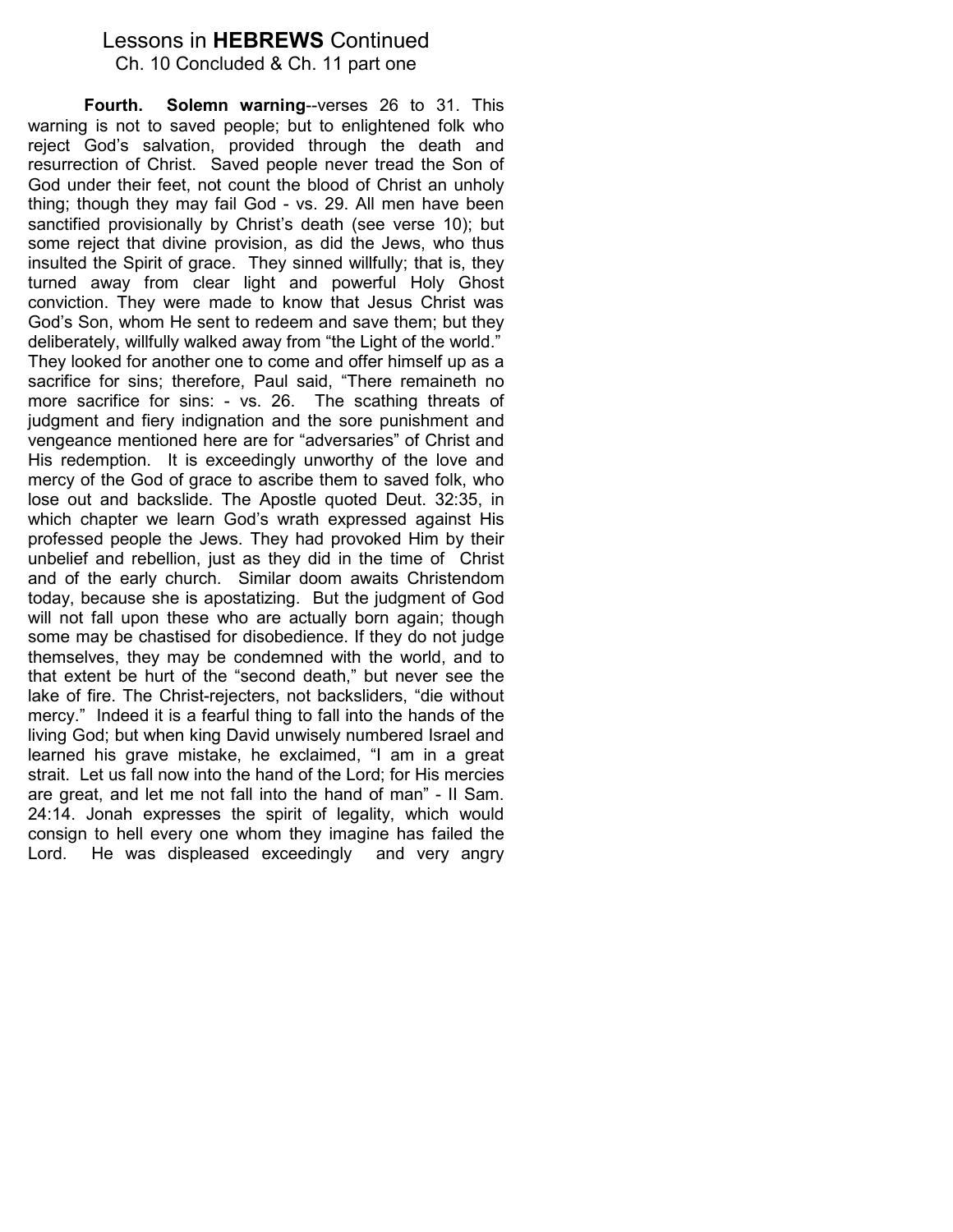# Lessons in **HEBREWS** Continued

## Ch. 10 Concluded & Ch. 11 part one

**Fourth. Solemn warning**--verses 26 to 31. This warning is not to saved people; but to enlightened folk who reject God's salvation, provided through the death and resurrection of Christ. Saved people never tread the Son of God under their feet, not count the blood of Christ an unholy thing; though they may fail God - vs. 29. All men have been sanctified provisionally by Christ's death (see verse 10); but some reject that divine provision, as did the Jews, who thus insulted the Spirit of grace. They sinned willfully; that is, they turned away from clear light and powerful Holy Ghost conviction. They were made to know that Jesus Christ was God's Son, whom He sent to redeem and save them; but they deliberately, willfully walked away from "the Light of the world." They looked for another one to come and offer himself up as a sacrifice for sins; therefore, Paul said, "There remaineth no more sacrifice for sins: - vs. 26. The scathing threats of judgment and fiery indignation and the sore punishment and vengeance mentioned here are for "adversaries" of Christ and His redemption. It is exceedingly unworthy of the love and mercy of the God of grace to ascribe them to saved folk, who lose out and backslide. The Apostle quoted Deut. 32:35, in which chapter we learn God's wrath expressed against His professed people the Jews. They had provoked Him by their unbelief and rebellion, just as they did in the time of Christ and of the early church. Similar doom awaits Christendom today, because she is apostatizing. But the judgment of God will not fall upon these who are actually born again; though some may be chastised for disobedience. If they do not judge themselves, they may be condemned with the world, and to that extent be hurt of the "second death," but never see the lake of fire. The Christ-rejecters, not backsliders, "die without mercy." Indeed it is a fearful thing to fall into the hands of the living God; but when king David unwisely numbered Israel and learned his grave mistake, he exclaimed, "I am in a great strait. Let us fall now into the hand of the Lord; for His mercies are great, and let me not fall into the hand of man" - II Sam. 24:14. Jonah expresses the spirit of legality, which would consign to hell every one whom they imagine has failed the Lord. He was displeased exceedingly and very angry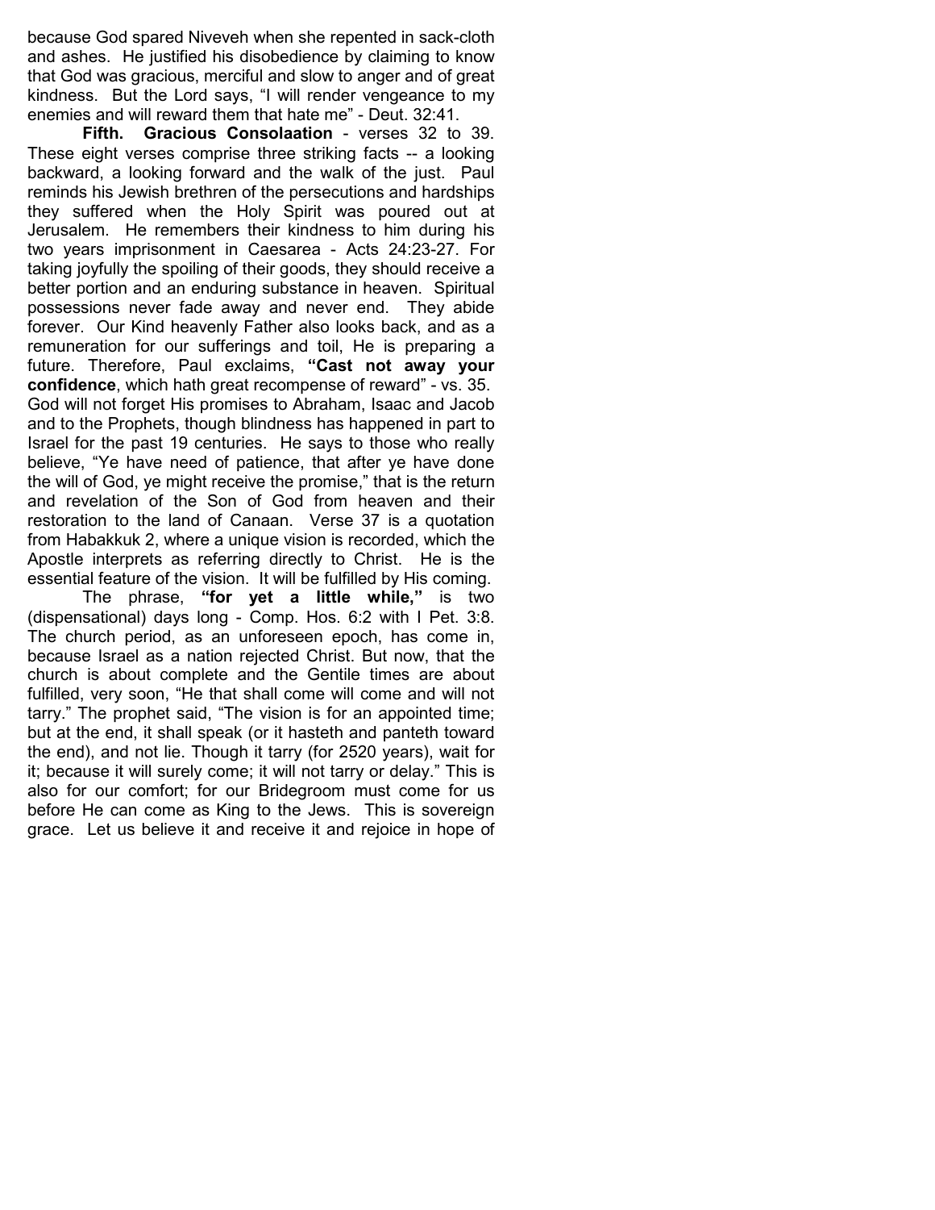because God spared Niveveh when she repented in sack-cloth and ashes. He justified his disobedience by claiming to know that God was gracious, merciful and slow to anger and of great kindness. But the Lord says, "I will render vengeance to my enemies and will reward them that hate me" - Deut. 32:41.

**Fifth. Gracious Consolaation** - verses 32 to 39. These eight verses comprise three striking facts -- a looking backward, a looking forward and the walk of the just. Paul reminds his Jewish brethren of the persecutions and hardships they suffered when the Holy Spirit was poured out at Jerusalem. He remembers their kindness to him during his two years imprisonment in Caesarea - Acts 24:23-27. For taking joyfully the spoiling of their goods, they should receive a better portion and an enduring substance in heaven. Spiritual possessions never fade away and never end. They abide forever. Our Kind heavenly Father also looks back, and as a remuneration for our sufferings and toil, He is preparing a future. Therefore, Paul exclaims, **"Cast not away your confidence**, which hath great recompense of reward" - vs. 35. God will not forget His promises to Abraham, Isaac and Jacob and to the Prophets, though blindness has happened in part to Israel for the past 19 centuries. He says to those who really believe, "Ye have need of patience, that after ye have done the will of God, ye might receive the promise," that is the return and revelation of the Son of God from heaven and their restoration to the land of Canaan. Verse 37 is a quotation from Habakkuk 2, where a unique vision is recorded, which the Apostle interprets as referring directly to Christ. He is the essential feature of the vision. It will be fulfilled by His coming.

The phrase, **"for yet a little while,"** is two (dispensational) days long - Comp. Hos. 6:2 with I Pet. 3:8. The church period, as an unforeseen epoch, has come in, because Israel as a nation rejected Christ. But now, that the church is about complete and the Gentile times are about fulfilled, very soon, "He that shall come will come and will not tarry." The prophet said, "The vision is for an appointed time; but at the end, it shall speak (or it hasteth and panteth toward the end), and not lie. Though it tarry (for 2520 years), wait for it; because it will surely come; it will not tarry or delay." This is also for our comfort; for our Bridegroom must come for us before He can come as King to the Jews. This is sovereign grace. Let us believe it and receive it and rejoice in hope of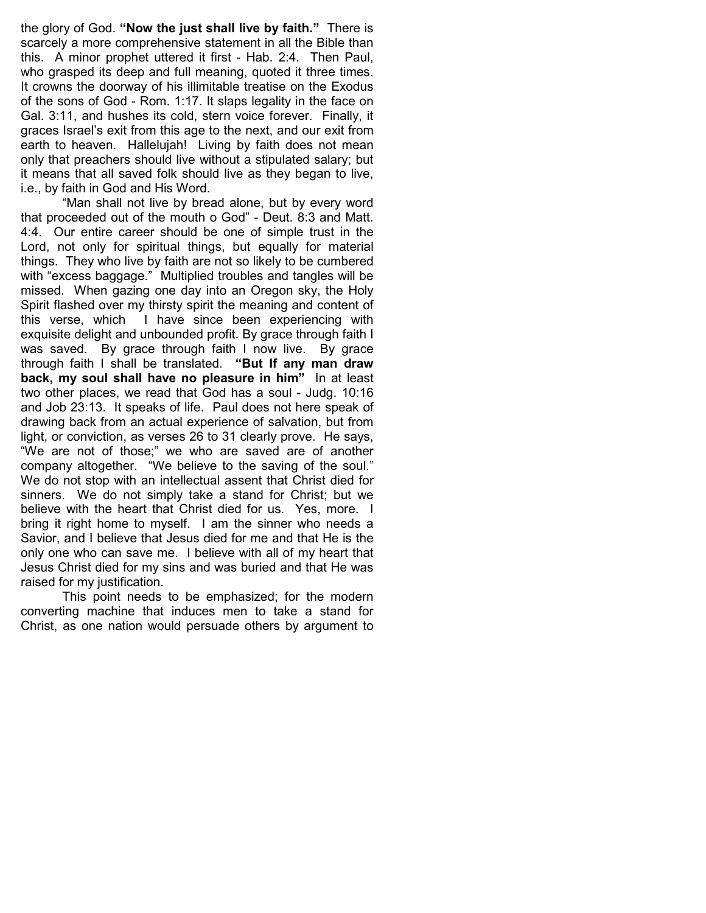the glory of God. **"Now the just shall live by faith."** There is scarcely a more comprehensive statement in all the Bible than this. A minor prophet uttered it first - Hab. 2:4. Then Paul, who grasped its deep and full meaning, quoted it three times. It crowns the doorway of his illimitable treatise on the Exodus of the sons of God - Rom. 1:17. It slaps legality in the face on Gal. 3:11, and hushes its cold, stern voice forever. Finally, it graces Israel's exit from this age to the next, and our exit from earth to heaven. Hallelujah! Living by faith does not mean only that preachers should live without a stipulated salary; but it means that all saved folk should live as they began to live, i.e., by faith in God and His Word.

"Man shall not live by bread alone, but by every word that proceeded out of the mouth o God" - Deut. 8:3 and Matt. 4:4. Our entire career should be one of simple trust in the Lord, not only for spiritual things, but equally for material things. They who live by faith are not so likely to be cumbered with "excess baggage." Multiplied troubles and tangles will be missed. When gazing one day into an Oregon sky, the Holy Spirit flashed over my thirsty spirit the meaning and content of this verse, which I have since been experiencing with exquisite delight and unbounded profit. By grace through faith I was saved. By grace through faith I now live. By grace through faith I shall be translated. **"But If any man draw back, my soul shall have no pleasure in him"** In at least two other places, we read that God has a soul - Judg. 10:16 and Job 23:13. It speaks of life. Paul does not here speak of drawing back from an actual experience of salvation, but from light, or conviction, as verses 26 to 31 clearly prove. He says, "We are not of those;" we who are saved are of another company altogether. "We believe to the saving of the soul." We do not stop with an intellectual assent that Christ died for sinners. We do not simply take a stand for Christ; but we believe with the heart that Christ died for us. Yes, more. I bring it right home to myself. I am the sinner who needs a Savior, and I believe that Jesus died for me and that He is the only one who can save me. I believe with all of my heart that Jesus Christ died for my sins and was buried and that He was raised for my justification.

This point needs to be emphasized; for the modern converting machine that induces men to take a stand for Christ, as one nation would persuade others by argument to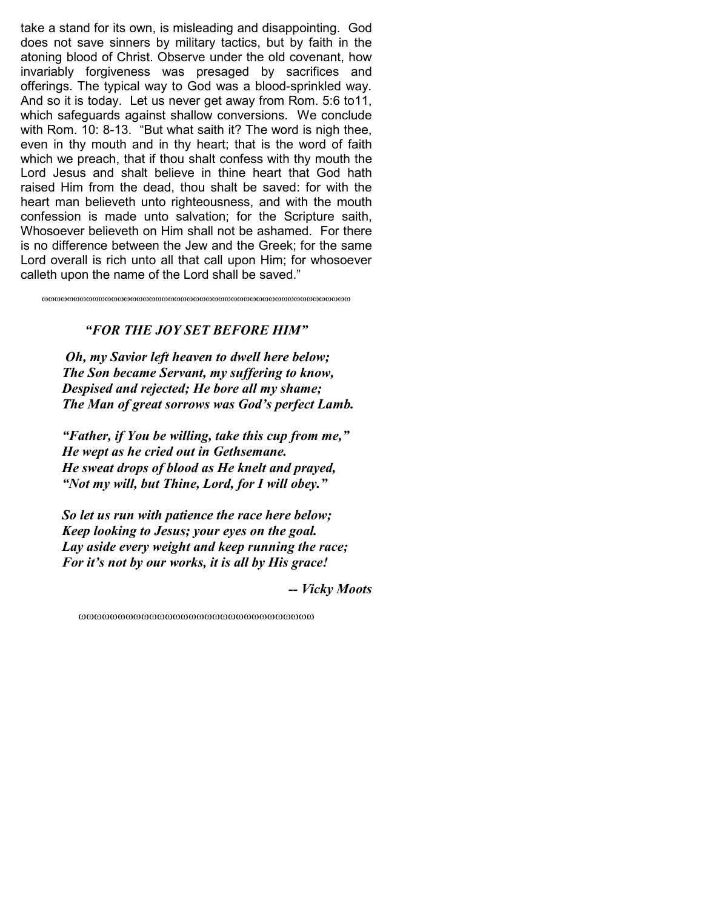take a stand for its own, is misleading and disappointing. God does not save sinners by military tactics, but by faith in the atoning blood of Christ. Observe under the old covenant, how invariably forgiveness was presaged by sacrifices and offerings. The typical way to God was a blood-sprinkled way. And so it is today. Let us never get away from Rom. 5:6 to11, which safeguards against shallow conversions. We conclude with Rom. 10: 8-13. "But what saith it? The word is nigh thee, even in thy mouth and in thy heart; that is the word of faith which we preach, that if thou shalt confess with thy mouth the Lord Jesus and shalt believe in thine heart that God hath raised Him from the dead, thou shalt be saved: for with the heart man believeth unto righteousness, and with the mouth confession is made unto salvation; for the Scripture saith, Whosoever believeth on Him shall not be ashamed. For there is no difference between the Jew and the Greek; for the same Lord overall is rich unto all that call upon Him; for whosoever calleth upon the name of the Lord shall be saved."

ωωωωωωωωωωωωωωωωωωωωωωωωωωωωωωωωωωωωωωωωωωωωωωωωωωωωωω

### *"FOR THE JOY SET BEFORE HIM"*

***Oh, my Savior left heaven to dwell here below;***
***The Son became Servant, my suffering to know,***
***Despised and rejected; He bore all my shame;***
***The Man of great sorrows was God's perfect Lamb.***

***"Father, if You be willing, take this cup from me,"***
***He wept as he cried out in Gethsemane.***
***He sweat drops of blood as He knelt and prayed,***
***"Not my will, but Thine, Lord, for I will obey."***

***So let us run with patience the race here below;***
***Keep looking to Jesus; your eyes on the goal.***
***Lay aside every weight and keep running the race;***
***For it's not by our works, it is all by His grace!***

***-- Vicky Moots***

ωωωωωωωωωωωωωωωωωωωωωωωωωωωωωωωωω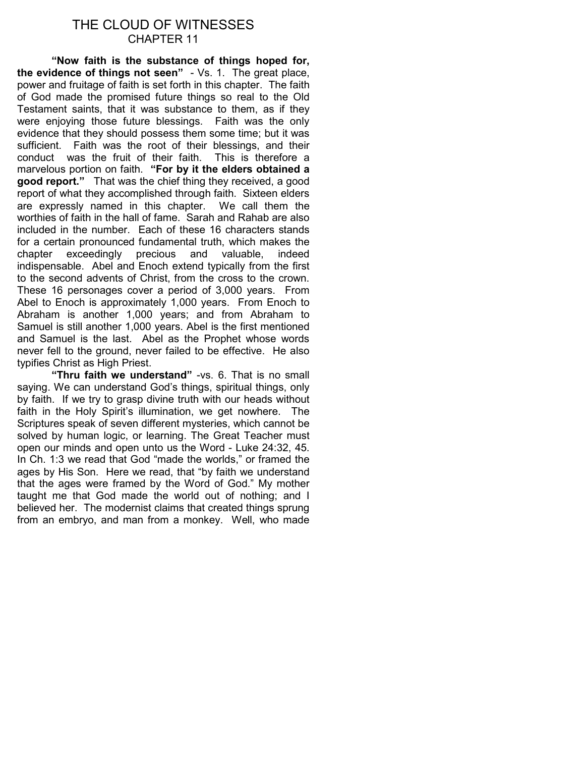# THE CLOUD OF WITNESSES
## CHAPTER 11

**"Now faith is the substance of things hoped for, the evidence of things not seen"** - Vs. 1. The great place, power and fruitage of faith is set forth in this chapter. The faith of God made the promised future things so real to the Old Testament saints, that it was substance to them, as if they were enjoying those future blessings. Faith was the only evidence that they should possess them some time; but it was sufficient. Faith was the root of their blessings, and their conduct was the fruit of their faith. This is therefore a marvelous portion on faith. **"For by it the elders obtained a good report."** That was the chief thing they received, a good report of what they accomplished through faith. Sixteen elders are expressly named in this chapter. We call them the worthies of faith in the hall of fame. Sarah and Rahab are also included in the number. Each of these 16 characters stands for a certain pronounced fundamental truth, which makes the chapter exceedingly precious and valuable, indeed indispensable. Abel and Enoch extend typically from the first to the second advents of Christ, from the cross to the crown. These 16 personages cover a period of 3,000 years. From Abel to Enoch is approximately 1,000 years. From Enoch to Abraham is another 1,000 years; and from Abraham to Samuel is still another 1,000 years. Abel is the first mentioned and Samuel is the last. Abel as the Prophet whose words never fell to the ground, never failed to be effective. He also typifies Christ as High Priest.

**"Thru faith we understand"** -vs. 6. That is no small saying. We can understand God's things, spiritual things, only by faith. If we try to grasp divine truth with our heads without faith in the Holy Spirit's illumination, we get nowhere. The Scriptures speak of seven different mysteries, which cannot be solved by human logic, or learning. The Great Teacher must open our minds and open unto us the Word - Luke 24:32, 45. In Ch. 1:3 we read that God "made the worlds," or framed the ages by His Son. Here we read, that "by faith we understand that the ages were framed by the Word of God." My mother taught me that God made the world out of nothing; and I believed her. The modernist claims that created things sprung from an embryo, and man from a monkey. Well, who made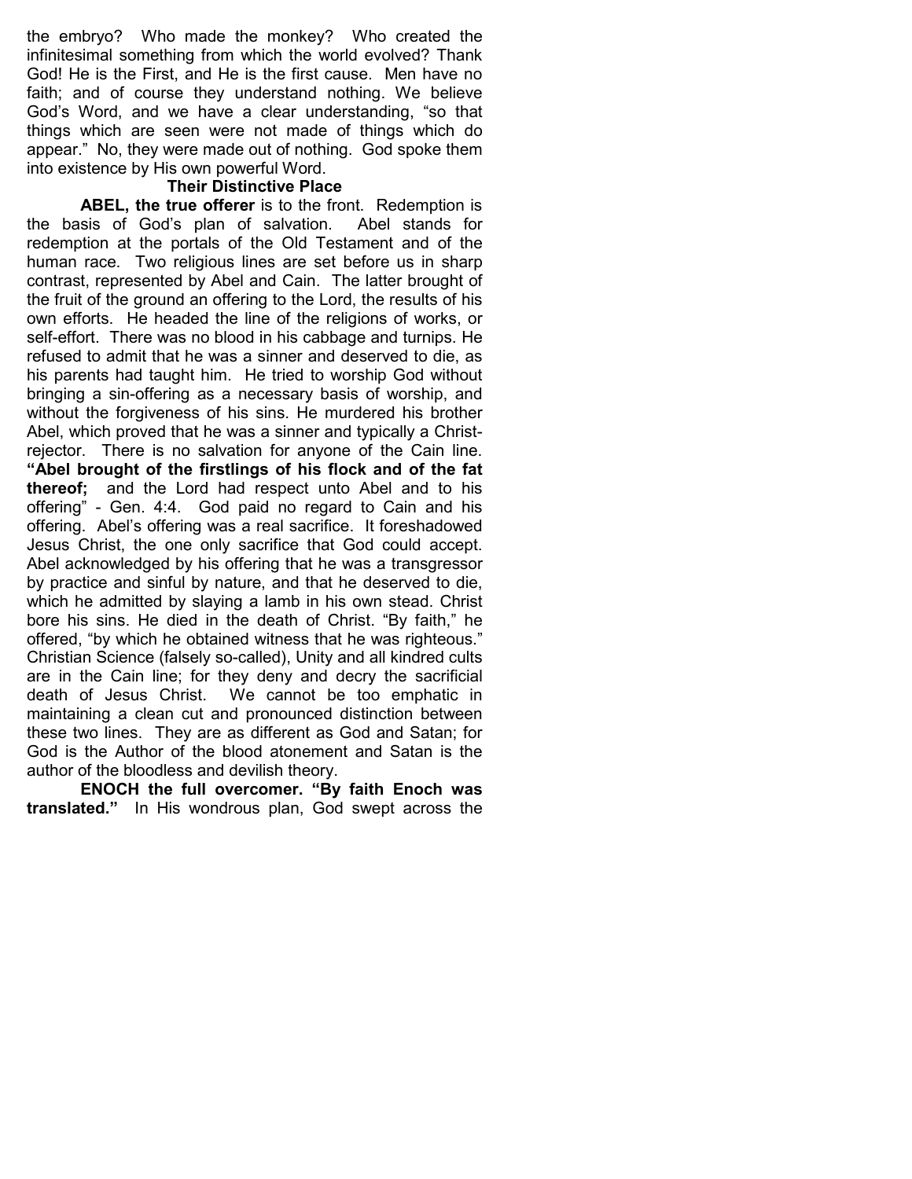the embryo? Who made the monkey? Who created the infinitesimal something from which the world evolved? Thank God! He is the First, and He is the first cause. Men have no faith; and of course they understand nothing. We believe God's Word, and we have a clear understanding, "so that things which are seen were not made of things which do appear." No, they were made out of nothing. God spoke them into existence by His own powerful Word.

### Their Distinctive Place

**ABEL, the true offerer** is to the front. Redemption is the basis of God's plan of salvation. Abel stands for redemption at the portals of the Old Testament and of the human race. Two religious lines are set before us in sharp contrast, represented by Abel and Cain. The latter brought of the fruit of the ground an offering to the Lord, the results of his own efforts. He headed the line of the religions of works, or self-effort. There was no blood in his cabbage and turnips. He refused to admit that he was a sinner and deserved to die, as his parents had taught him. He tried to worship God without bringing a sin-offering as a necessary basis of worship, and without the forgiveness of his sins. He murdered his brother Abel, which proved that he was a sinner and typically a Christ-rejector. There is no salvation for anyone of the Cain line. **"Abel brought of the firstlings of his flock and of the fat thereof;** and the Lord had respect unto Abel and to his offering" - Gen. 4:4. God paid no regard to Cain and his offering. Abel's offering was a real sacrifice. It foreshadowed Jesus Christ, the one only sacrifice that God could accept. Abel acknowledged by his offering that he was a transgressor by practice and sinful by nature, and that he deserved to die, which he admitted by slaying a lamb in his own stead. Christ bore his sins. He died in the death of Christ. "By faith," he offered, "by which he obtained witness that he was righteous." Christian Science (falsely so-called), Unity and all kindred cults are in the Cain line; for they deny and decry the sacrificial death of Jesus Christ. We cannot be too emphatic in maintaining a clean cut and pronounced distinction between these two lines. They are as different as God and Satan; for God is the Author of the blood atonement and Satan is the author of the bloodless and devilish theory.

**ENOCH the full overcomer. "By faith Enoch was translated."** In His wondrous plan, God swept across the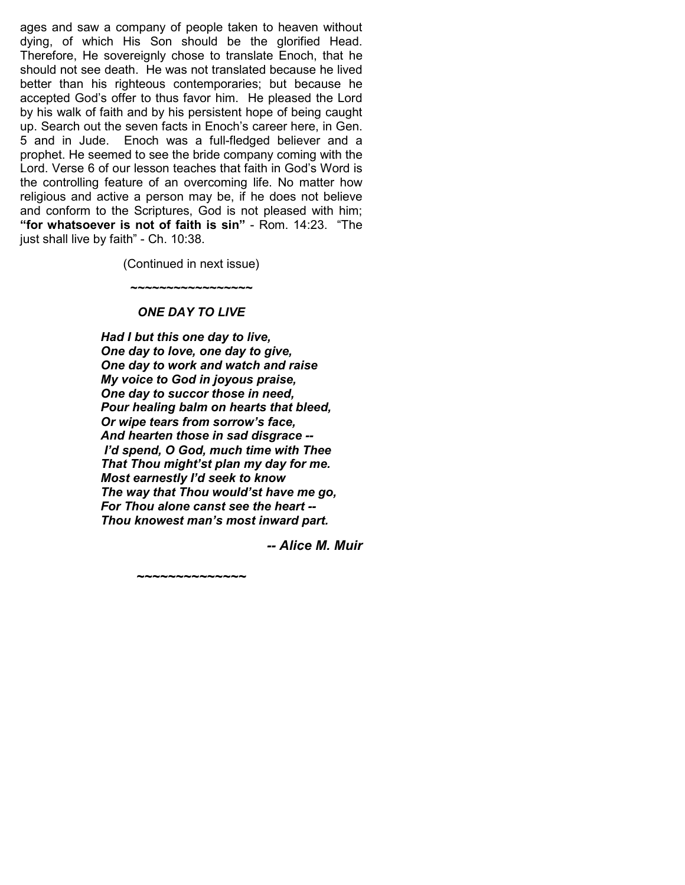ages and saw a company of people taken to heaven without dying, of which His Son should be the glorified Head. Therefore, He sovereignly chose to translate Enoch, that he should not see death. He was not translated because he lived better than his righteous contemporaries; but because he accepted God's offer to thus favor him. He pleased the Lord by his walk of faith and by his persistent hope of being caught up. Search out the seven facts in Enoch's career here, in Gen. 5 and in Jude. Enoch was a full-fledged believer and a prophet. He seemed to see the bride company coming with the Lord. Verse 6 of our lesson teaches that faith in God's Word is the controlling feature of an overcoming life. No matter how religious and active a person may be, if he does not believe and conform to the Scriptures, God is not pleased with him; **"for whatsoever is not of faith is sin"** - Rom. 14:23. "The just shall live by faith" - Ch. 10:38.

(Continued in next issue)

~~~~~~~~~~~~~~~~~

***ONE DAY TO LIVE***

***Had I but this one day to live,***
***One day to love, one day to give,***
***One day to work and watch and raise***
***My voice to God in joyous praise,***
***One day to succor those in need,***
***Pour healing balm on hearts that bleed,***
***Or wipe tears from sorrow's face,***
***And hearten those in sad disgrace --***
***I'd spend, O God, much time with Thee***
***That Thou might'st plan my day for me.***
***Most earnestly I'd seek to know***
***The way that Thou would'st have me go,***
***For Thou alone canst see the heart --***
***Thou knowest man's most inward part.***

***-- Alice M. Muir***

~~~~~~~~~~~~~~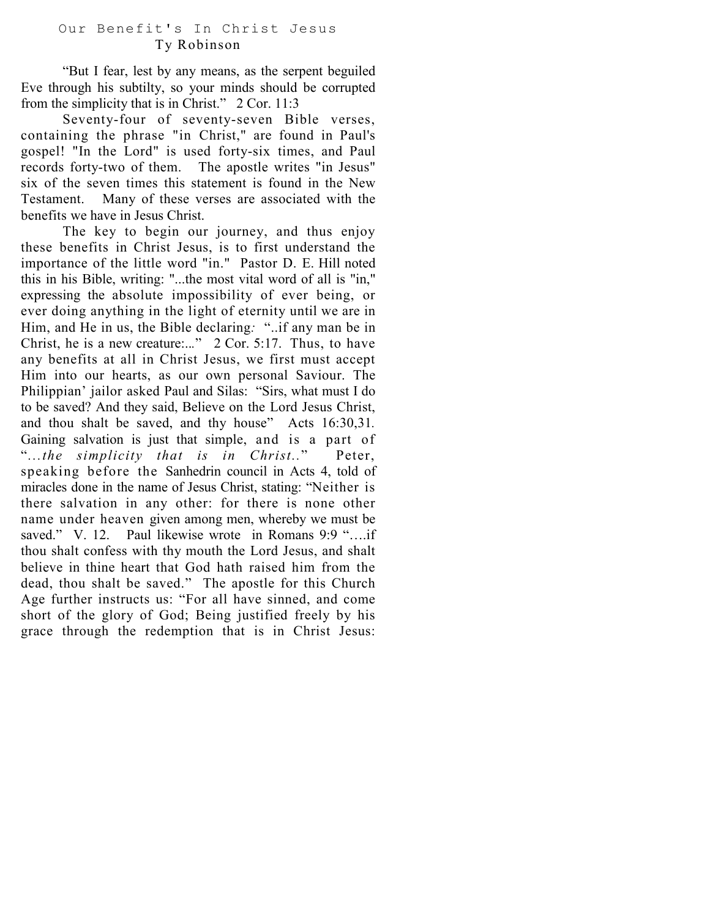# Our Benefit's In Christ Jesus

Ty Robinson

"But I fear, lest by any means, as the serpent beguiled Eve through his subtilty, so your minds should be corrupted from the simplicity that is in Christ." 2 Cor. 11:3

Seventy-four of seventy-seven Bible verses, containing the phrase "in Christ," are found in Paul's gospel! "In the Lord" is used forty-six times, and Paul records forty-two of them. The apostle writes "in Jesus" six of the seven times this statement is found in the New Testament. Many of these verses are associated with the benefits we have in Jesus Christ.

The key to begin our journey, and thus enjoy these benefits in Christ Jesus, is to first understand the importance of the little word "in." Pastor D. E. Hill noted this in his Bible, writing: "...the most vital word of all is "in," expressing the absolute impossibility of ever being, or ever doing anything in the light of eternity until we are in Him, and He in us, the Bible declaring*:* "..if any man be in Christ, he is a new creature:..." 2 Cor. 5:17. Thus, to have any benefits at all in Christ Jesus, we first must accept Him into our hearts, as our own personal Saviour. The Philippian' jailor asked Paul and Silas: "Sirs, what must I do to be saved? And they said, Believe on the Lord Jesus Christ, and thou shalt be saved, and thy house" Acts 16:30,31. Gaining salvation is just that simple, and is a part of "*...the simplicity that is in Christ..*" Peter, speaking before the Sanhedrin council in Acts 4, told of miracles done in the name of Jesus Christ, stating: "Neither is there salvation in any other: for there is none other name under heaven given among men, whereby we must be saved." V. 12. Paul likewise wrote in Romans 9:9 "….if thou shalt confess with thy mouth the Lord Jesus, and shalt believe in thine heart that God hath raised him from the dead, thou shalt be saved." The apostle for this Church Age further instructs us: "For all have sinned, and come short of the glory of God; Being justified freely by his grace through the redemption that is in Christ Jesus: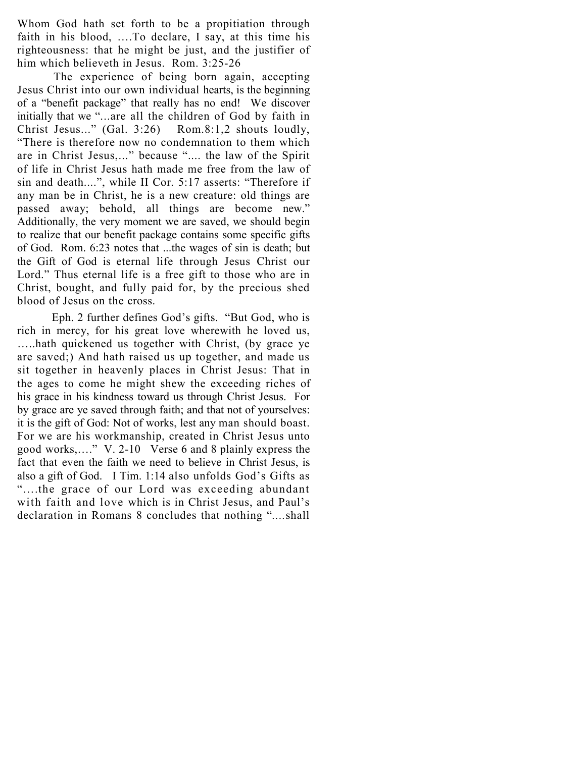Whom God hath set forth to be a propitiation through faith in his blood, ….To declare, I say, at this time his righteousness: that he might be just, and the justifier of him which believeth in Jesus. Rom. 3:25-26

The experience of being born again, accepting Jesus Christ into our own individual hearts, is the beginning of a "benefit package" that really has no end! We discover initially that we "...are all the children of God by faith in Christ Jesus..." (Gal. 3:26) Rom.8:1,2 shouts loudly, "There is therefore now no condemnation to them which are in Christ Jesus,..." because ".... the law of the Spirit of life in Christ Jesus hath made me free from the law of sin and death....", while II Cor. 5:17 asserts: "Therefore if any man be in Christ, he is a new creature: old things are passed away; behold, all things are become new." Additionally, the very moment we are saved, we should begin to realize that our benefit package contains some specific gifts of God. Rom. 6:23 notes that ...the wages of sin is death; but the Gift of God is eternal life through Jesus Christ our Lord." Thus eternal life is a free gift to those who are in Christ, bought, and fully paid for, by the precious shed blood of Jesus on the cross.

Eph. 2 further defines God's gifts. "But God, who is rich in mercy, for his great love wherewith he loved us, …..hath quickened us together with Christ, (by grace ye are saved;) And hath raised us up together, and made us sit together in heavenly places in Christ Jesus: That in the ages to come he might shew the exceeding riches of his grace in his kindness toward us through Christ Jesus. For by grace are ye saved through faith; and that not of yourselves: it is the gift of God: Not of works, lest any man should boast. For we are his workmanship, created in Christ Jesus unto good works,…." V. 2-10 Verse 6 and 8 plainly express the fact that even the faith we need to believe in Christ Jesus, is also a gift of God. I Tim. 1:14 also unfolds God's Gifts as "….the grace of our Lord was exceeding abundant with faith and love which is in Christ Jesus, and Paul's declaration in Romans 8 concludes that nothing "….shall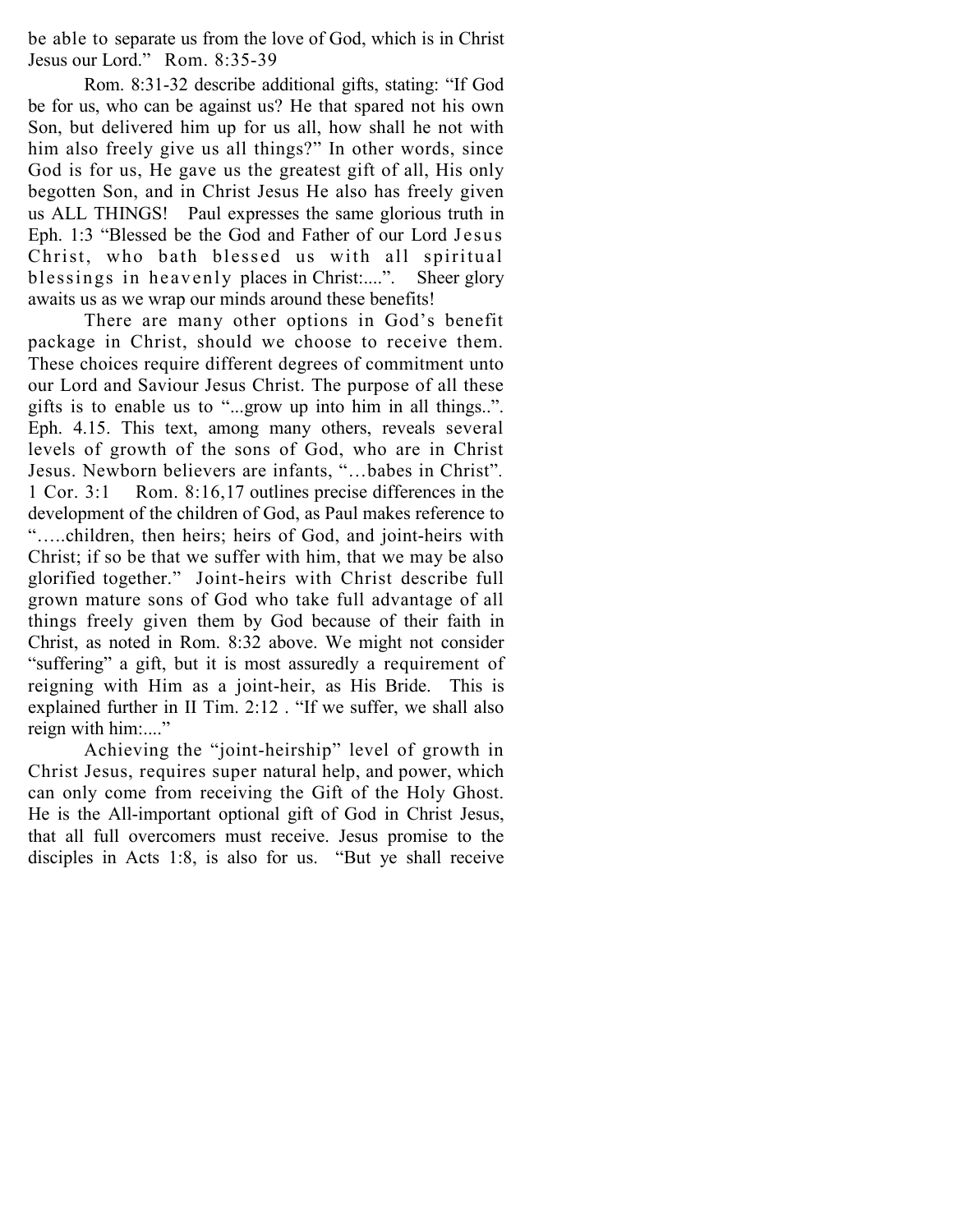be able to separate us from the love of God, which is in Christ Jesus our Lord." Rom. 8:35-39

Rom. 8:31-32 describe additional gifts, stating: "If God be for us, who can be against us? He that spared not his own Son, but delivered him up for us all, how shall he not with him also freely give us all things?" In other words, since God is for us, He gave us the greatest gift of all, His only begotten Son, and in Christ Jesus He also has freely given us ALL THINGS! Paul expresses the same glorious truth in Eph. 1:3 "Blessed be the God and Father of our Lord Jesus Christ, who bath blessed us with all spiritual blessings in heavenly places in Christ:....". Sheer glory awaits us as we wrap our minds around these benefits!

There are many other options in God's benefit package in Christ, should we choose to receive them. These choices require different degrees of commitment unto our Lord and Saviour Jesus Christ. The purpose of all these gifts is to enable us to "...grow up into him in all things..". Eph. 4.15. This text, among many others, reveals several levels of growth of the sons of God, who are in Christ Jesus. Newborn believers are infants, "…babes in Christ". 1 Cor. 3:1 Rom. 8:16,17 outlines precise differences in the development of the children of God, as Paul makes reference to "…..children, then heirs; heirs of God, and joint-heirs with Christ; if so be that we suffer with him, that we may be also glorified together." Joint-heirs with Christ describe full grown mature sons of God who take full advantage of all things freely given them by God because of their faith in Christ, as noted in Rom. 8:32 above. We might not consider "suffering" a gift, but it is most assuredly a requirement of reigning with Him as a joint-heir, as His Bride. This is explained further in II Tim. 2:12 . "If we suffer, we shall also reign with him:...."

Achieving the "joint-heirship" level of growth in Christ Jesus, requires super natural help, and power, which can only come from receiving the Gift of the Holy Ghost. He is the All-important optional gift of God in Christ Jesus, that all full overcomers must receive. Jesus promise to the disciples in Acts 1:8, is also for us. "But ye shall receive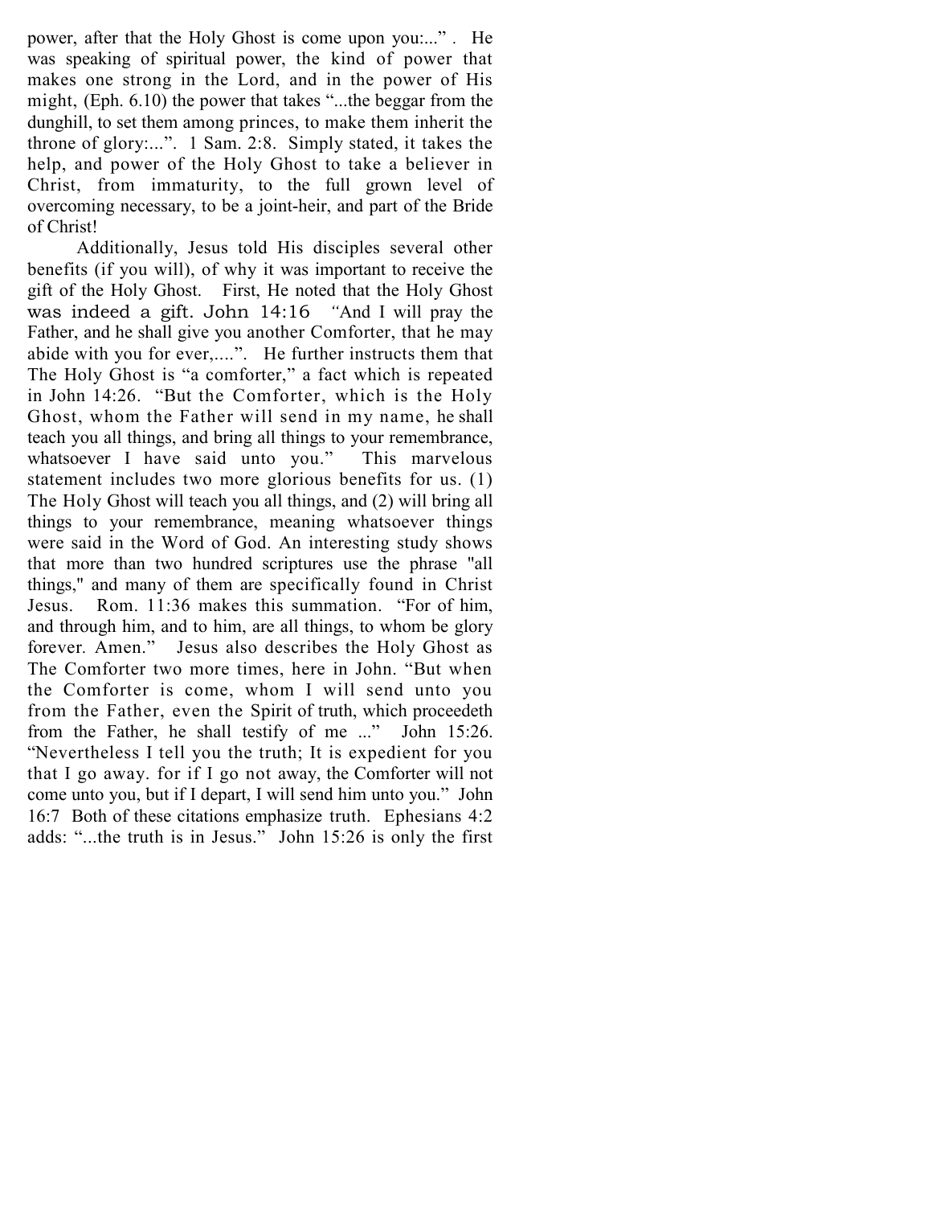power, after that the Holy Ghost is come upon you:..." . He was speaking of spiritual power, the kind of power that makes one strong in the Lord, and in the power of His might, (Eph. 6.10) the power that takes "...the beggar from the dunghill, to set them among princes, to make them inherit the throne of glory:...". 1 Sam. 2:8. Simply stated, it takes the help, and power of the Holy Ghost to take a believer in Christ, from immaturity, to the full grown level of overcoming necessary, to be a joint-heir, and part of the Bride of Christ!

Additionally, Jesus told His disciples several other benefits (if you will), of why it was important to receive the gift of the Holy Ghost. First, He noted that the Holy Ghost was indeed a gift. John 14:16 "And I will pray the Father, and he shall give you another Comforter, that he may abide with you for ever,....". He further instructs them that The Holy Ghost is "a comforter," a fact which is repeated in John 14:26. "But the Comforter, which is the Holy Ghost, whom the Father will send in my name, he shall teach you all things, and bring all things to your remembrance, whatsoever I have said unto you." This marvelous statement includes two more glorious benefits for us. (1) The Holy Ghost will teach you all things, and (2) will bring all things to your remembrance, meaning whatsoever things were said in the Word of God. An interesting study shows that more than two hundred scriptures use the phrase "all things," and many of them are specifically found in Christ Jesus. Rom. 11:36 makes this summation. "For of him, and through him, and to him, are all things, to whom be glory forever. Amen." Jesus also describes the Holy Ghost as The Comforter two more times, here in John. "But when the Comforter is come, whom I will send unto you from the Father, even the Spirit of truth, which proceedeth from the Father, he shall testify of me ..." John 15:26. "Nevertheless I tell you the truth; It is expedient for you that I go away. for if I go not away, the Comforter will not come unto you, but if I depart, I will send him unto you." John 16:7 Both of these citations emphasize truth. Ephesians 4:2 adds: "...the truth is in Jesus." John 15:26 is only the first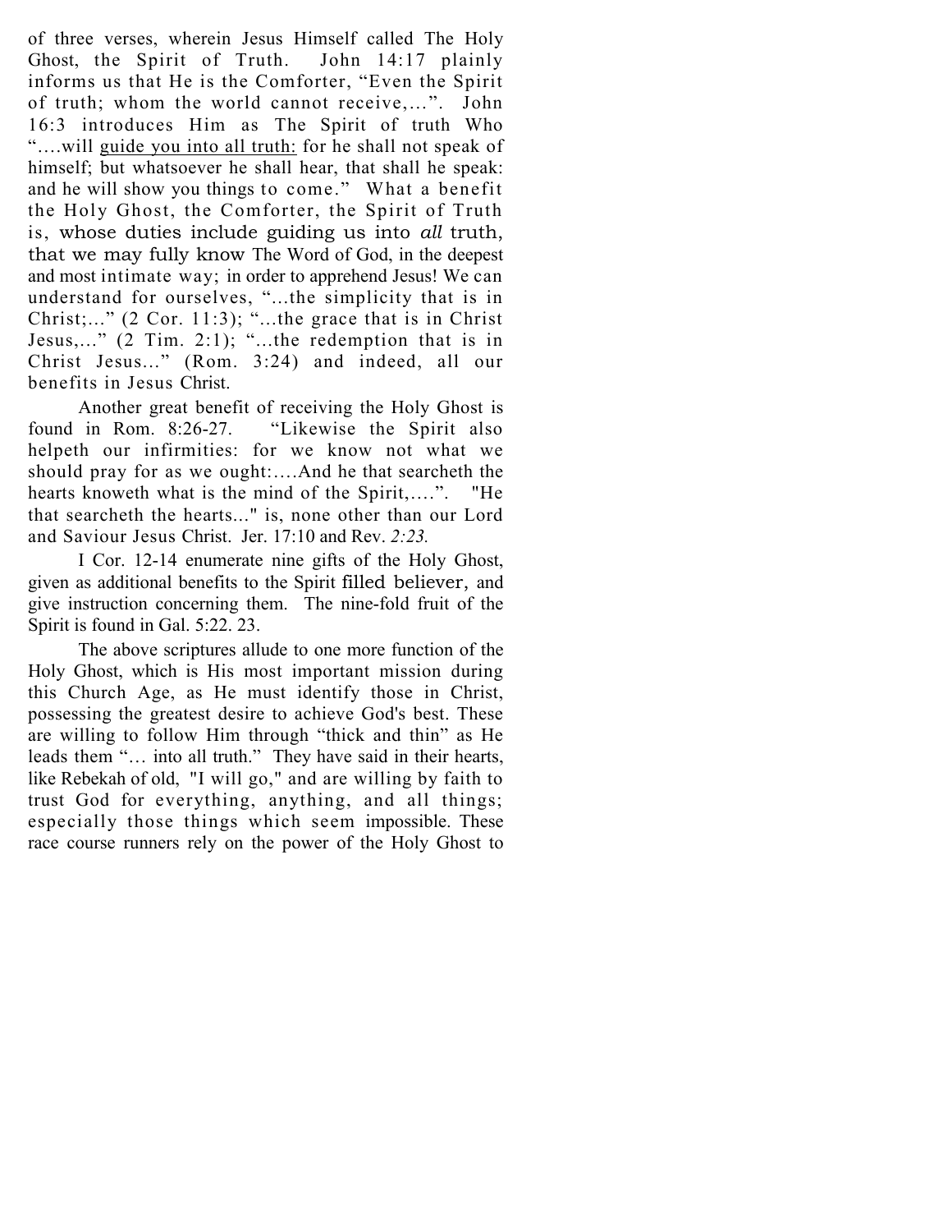of three verses, wherein Jesus Himself called The Holy Ghost, the Spirit of Truth. John 14:17 plainly informs us that He is the Comforter, "Even the Spirit of truth; whom the world cannot receive,...". John 16:3 introduces Him as The Spirit of truth Who "....will guide you into all truth: for he shall not speak of himself; but whatsoever he shall hear, that shall he speak: and he will show you things to come." What a benefit the Holy Ghost, the Comforter, the Spirit of Truth is, whose duties include guiding us into *all* truth, that we may fully know The Word of God, in the deepest and most intimate way; in order to apprehend Jesus! We can understand for ourselves, "...the simplicity that is in Christ;..." (2 Cor. 11:3); "...the grace that is in Christ Jesus,..." (2 Tim. 2:1); "...the redemption that is in Christ Jesus..." (Rom. 3:24) and indeed, all our benefits in Jesus Christ.

Another great benefit of receiving the Holy Ghost is found in Rom. 8:26-27. "Likewise the Spirit also helpeth our infirmities: for we know not what we should pray for as we ought:....And he that searcheth the hearts knoweth what is the mind of the Spirit,....". "He that searcheth the hearts..." is, none other than our Lord and Saviour Jesus Christ. Jer. 17:10 and Rev. *2:23.*

I Cor. 12-14 enumerate nine gifts of the Holy Ghost, given as additional benefits to the Spirit filled believer, and give instruction concerning them. The nine-fold fruit of the Spirit is found in Gal. 5:22. 23.

The above scriptures allude to one more function of the Holy Ghost, which is His most important mission during this Church Age, as He must identify those in Christ, possessing the greatest desire to achieve God's best. These are willing to follow Him through "thick and thin" as He leads them "… into all truth." They have said in their hearts, like Rebekah of old, "I will go," and are willing by faith to trust God for everything, anything, and all things; especially those things which seem impossible. These race course runners rely on the power of the Holy Ghost to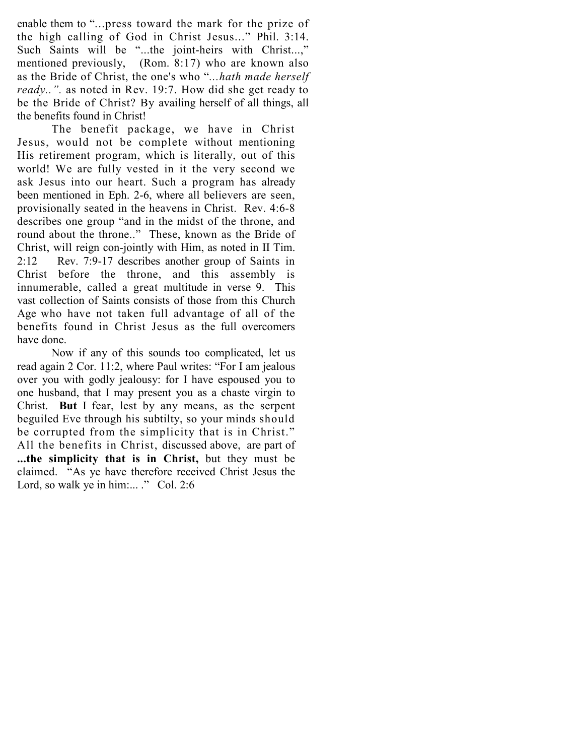enable them to "...press toward the mark for the prize of the high calling of God in Christ Jesus..." Phil. 3:14. Such Saints will be "...the joint-heirs with Christ...," mentioned previously, (Rom. 8:17) who are known also as the Bride of Christ, the one's who "*...hath made herself ready..".* as noted in Rev. 19:7. How did she get ready to be the Bride of Christ? By availing herself of all things, all the benefits found in Christ!

The benefit package, we have in Christ Jesus, would not be complete without mentioning His retirement program, which is literally, out of this world! We are fully vested in it the very second we ask Jesus into our heart. Such a program has already been mentioned in Eph. 2-6, where all believers are seen, provisionally seated in the heavens in Christ. Rev. 4:6-8 describes one group "and in the midst of the throne, and round about the throne.." These, known as the Bride of Christ, will reign con-jointly with Him, as noted in II Tim. 2:12 Rev. 7:9-17 describes another group of Saints in Christ before the throne, and this assembly is innumerable, called a great multitude in verse 9. This vast collection of Saints consists of those from this Church Age who have not taken full advantage of all of the benefits found in Christ Jesus as the full overcomers have done.

Now if any of this sounds too complicated, let us read again 2 Cor. 11:2, where Paul writes: "For I am jealous over you with godly jealousy: for I have espoused you to one husband, that I may present you as a chaste virgin to Christ. **But** I fear, lest by any means, as the serpent beguiled Eve through his subtilty, so your minds should be corrupted from the simplicity that is in Christ." All the benefits in Christ, discussed above, are part of **...the simplicity that is in Christ,** but they must be claimed. "As ye have therefore received Christ Jesus the Lord, so walk ye in him:... ." Col. 2:6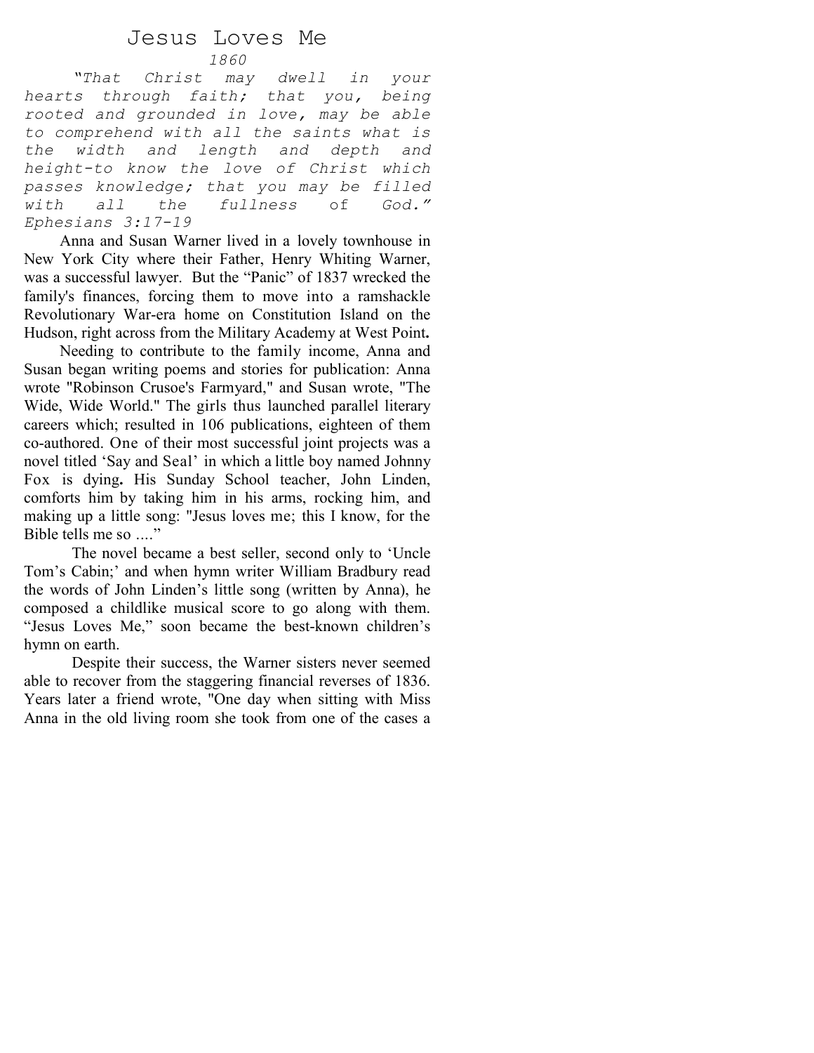# Jesus Loves Me

*1860*

*"That Christ may dwell in your hearts through faith; that you, being rooted and grounded in love, may be able to comprehend with all the saints what is the width and length and depth and height-to know the love of Christ which passes knowledge; that you may be filled with all the fullness of God." Ephesians 3:17-19*

Anna and Susan Warner lived in a lovely townhouse in New York City where their Father, Henry Whiting Warner, was a successful lawyer. But the "Panic" of 1837 wrecked the family's finances, forcing them to move into a ramshackle Revolutionary War-era home on Constitution Island on the Hudson, right across from the Military Academy at West Point.

Needing to contribute to the family income, Anna and Susan began writing poems and stories for publication: Anna wrote "Robinson Crusoe's Farmyard," and Susan wrote, "The Wide, Wide World." The girls thus launched parallel literary careers which; resulted in 106 publications, eighteen of them co-authored. One of their most successful joint projects was a novel titled 'Say and Seal' in which a little boy named Johnny Fox is dying. His Sunday School teacher, John Linden, comforts him by taking him in his arms, rocking him, and making up a little song: "Jesus loves me; this I know, for the Bible tells me so ...."

The novel became a best seller, second only to 'Uncle Tom's Cabin;' and when hymn writer William Bradbury read the words of John Linden's little song (written by Anna), he composed a childlike musical score to go along with them. "Jesus Loves Me," soon became the best-known children's hymn on earth.

Despite their success, the Warner sisters never seemed able to recover from the staggering financial reverses of 1836. Years later a friend wrote, "One day when sitting with Miss Anna in the old living room she took from one of the cases a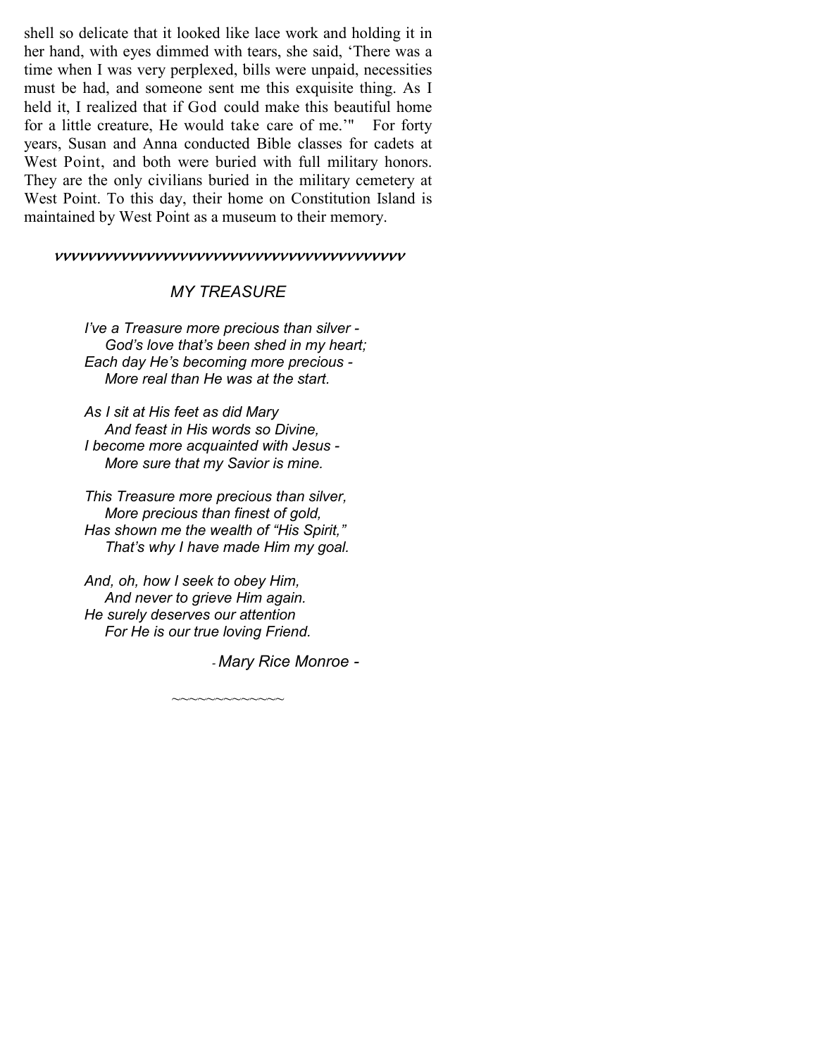shell so delicate that it looked like lace work and holding it in her hand, with eyes dimmed with tears, she said, 'There was a time when I was very perplexed, bills were unpaid, necessities must be had, and someone sent me this exquisite thing. As I held it, I realized that if God could make this beautiful home for a little creature, He would take care of me.'" For forty years, Susan and Anna conducted Bible classes for cadets at West Point, and both were buried with full military honors. They are the only civilians buried in the military cemetery at West Point. To this day, their home on Constitution Island is maintained by West Point as a museum to their memory.

*vvvvvvvvvvvvvvvvvvvvvvvvvvvvvvvvvvvvv*

## *MY TREASURE*

*I've a Treasure more precious than silver -*
*God's love that's been shed in my heart;*
*Each day He's becoming more precious -*
*More real than He was at the start.*

*As I sit at His feet as did Mary*
*And feast in His words so Divine,*
*I become more acquainted with Jesus -*
*More sure that my Savior is mine.*

*This Treasure more precious than silver,*
*More precious than finest of gold,*
*Has shown me the wealth of "His Spirit,"*
*That's why I have made Him my goal.*

*And, oh, how I seek to obey Him,*
*And never to grieve Him again.*
*He surely deserves our attention*
*For He is our true loving Friend.*

*- Mary Rice Monroe -*

~~~~~~~~~~~~~~